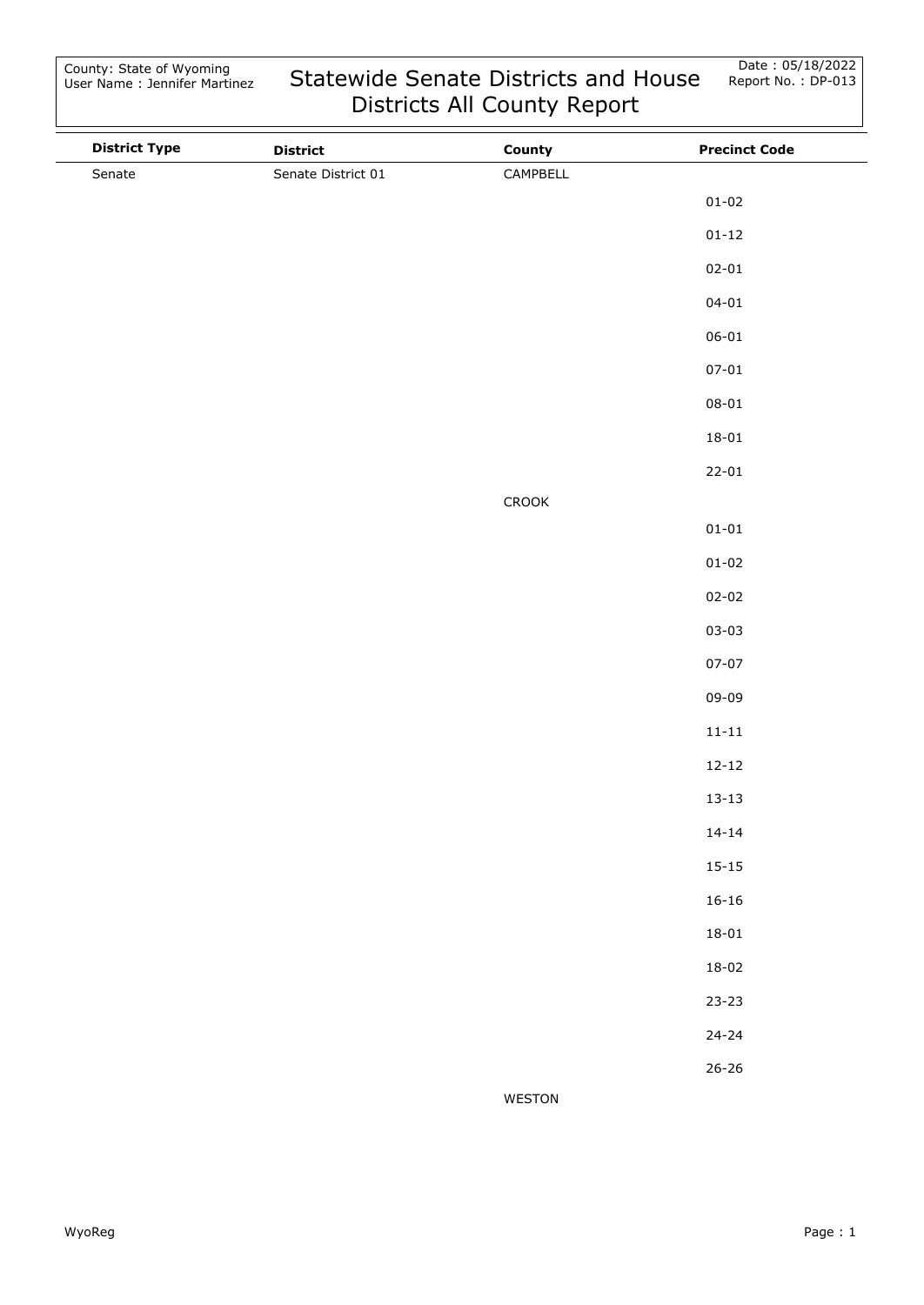County: State of Wyoming
User Name : Jennifer Martinez

# Statewide Senate Districts and House Districts All County Report

Date : 05/18/2022
Report No. : DP-013

| District Type | District | County | Precinct Code |
|---|---|---|---|
| Senate | Senate District 01 | CAMPBELL | |
| | | | 01-02 |
| | | | 01-12 |
| | | | 02-01 |
| | | | 04-01 |
| | | | 06-01 |
| | | | 07-01 |
| | | | 08-01 |
| | | | 18-01 |
| | | | 22-01 |
| | | CROOK | |
| | | | 01-01 |
| | | | 01-02 |
| | | | 02-02 |
| | | | 03-03 |
| | | | 07-07 |
| | | | 09-09 |
| | | | 11-11 |
| | | | 12-12 |
| | | | 13-13 |
| | | | 14-14 |
| | | | 15-15 |
| | | | 16-16 |
| | | | 18-01 |
| | | | 18-02 |
| | | | 23-23 |
| | | | 24-24 |
| | | | 26-26 |
| | | WESTON | |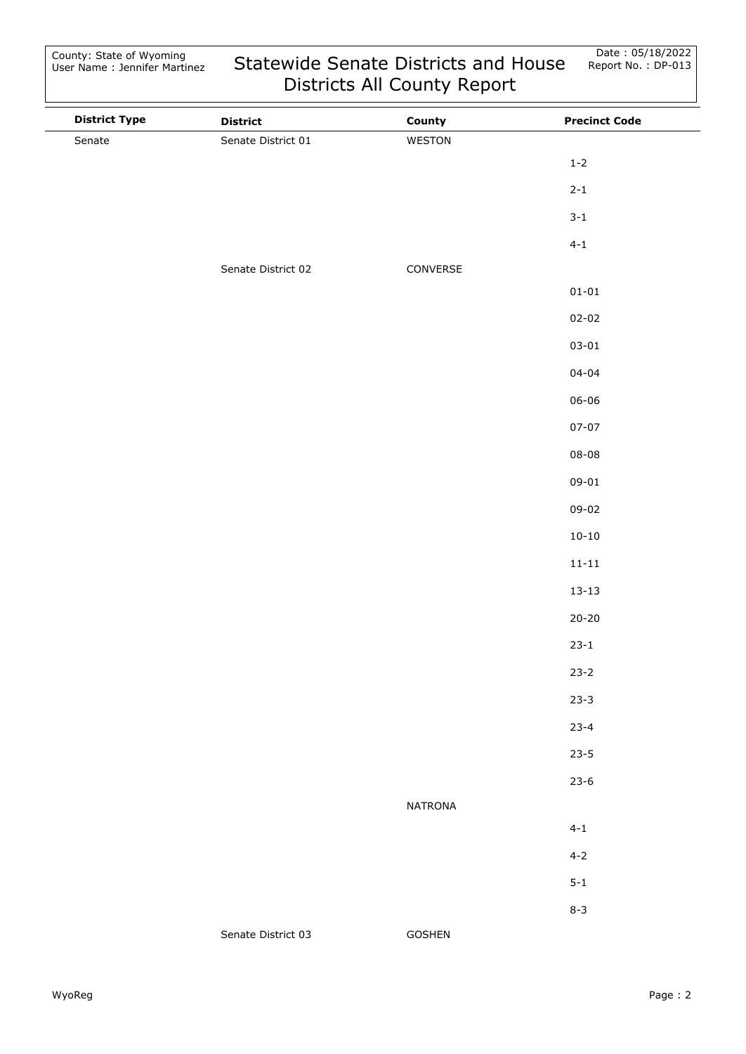| District Type | District | County | Precinct Code |
|---|---|---|---|
| Senate | Senate District 01 | WESTON | |
| | | | 1-2 |
| | | | 2-1 |
| | | | 3-1 |
| | | | 4-1 |
| | Senate District 02 | CONVERSE | |
| | | | 01-01 |
| | | | 02-02 |
| | | | 03-01 |
| | | | 04-04 |
| | | | 06-06 |
| | | | 07-07 |
| | | | 08-08 |
| | | | 09-01 |
| | | | 09-02 |
| | | | 10-10 |
| | | | 11-11 |
| | | | 13-13 |
| | | | 20-20 |
| | | | 23-1 |
| | | | 23-2 |
| | | | 23-3 |
| | | | 23-4 |
| | | | 23-5 |
| | | | 23-6 |
| | | NATRONA | |
| | | | 4-1 |
| | | | 4-2 |
| | | | 5-1 |
| | | | 8-3 |
| | Senate District 03 | GOSHEN | |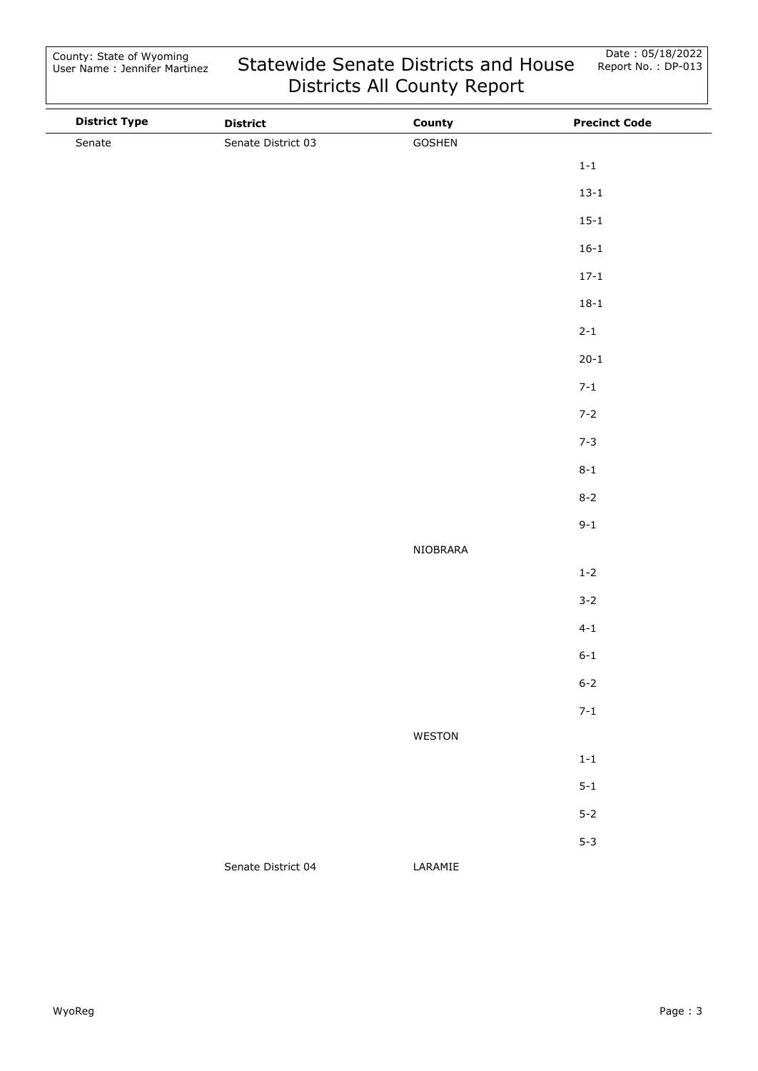County: State of Wyoming
User Name : Jennifer Martinez

# Statewide Senate Districts and House Districts All County Report

Date : 05/18/2022
Report No. : DP-013

| District Type | District | County | Precinct Code |
|---|---|---|---|
| Senate | Senate District 03 | GOSHEN | |
| | | | 1-1 |
| | | | 13-1 |
| | | | 15-1 |
| | | | 16-1 |
| | | | 17-1 |
| | | | 18-1 |
| | | | 2-1 |
| | | | 20-1 |
| | | | 7-1 |
| | | | 7-2 |
| | | | 7-3 |
| | | | 8-1 |
| | | | 8-2 |
| | | | 9-1 |
| | | NIOBRARA | |
| | | | 1-2 |
| | | | 3-2 |
| | | | 4-1 |
| | | | 6-1 |
| | | | 6-2 |
| | | | 7-1 |
| | | WESTON | |
| | | | 1-1 |
| | | | 5-1 |
| | | | 5-2 |
| | | | 5-3 |
| | Senate District 04 | LARAMIE | |

WyoReg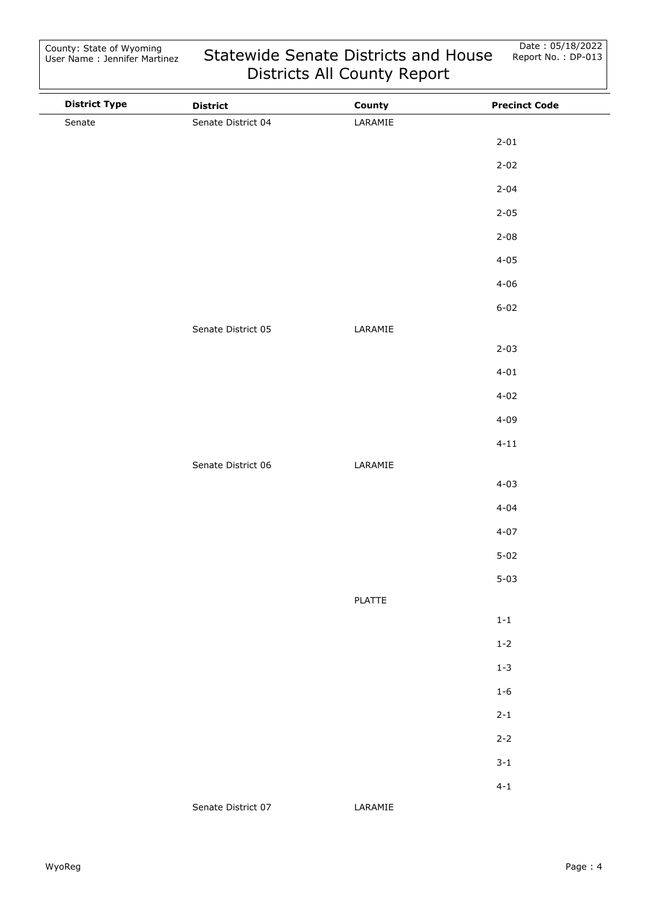| District Type | District | County | Precinct Code |
|---|---|---|---|
| Senate | Senate District 04 | LARAMIE | |
| | | | 2-01 |
| | | | 2-02 |
| | | | 2-04 |
| | | | 2-05 |
| | | | 2-08 |
| | | | 4-05 |
| | | | 4-06 |
| | | | 6-02 |
| | Senate District 05 | LARAMIE | |
| | | | 2-03 |
| | | | 4-01 |
| | | | 4-02 |
| | | | 4-09 |
| | | | 4-11 |
| | Senate District 06 | LARAMIE | |
| | | | 4-03 |
| | | | 4-04 |
| | | | 4-07 |
| | | | 5-02 |
| | | | 5-03 |
| | | PLATTE | |
| | | | 1-1 |
| | | | 1-2 |
| | | | 1-3 |
| | | | 1-6 |
| | | | 2-1 |
| | | | 2-2 |
| | | | 3-1 |
| | | | 4-1 |
| | Senate District 07 | LARAMIE | |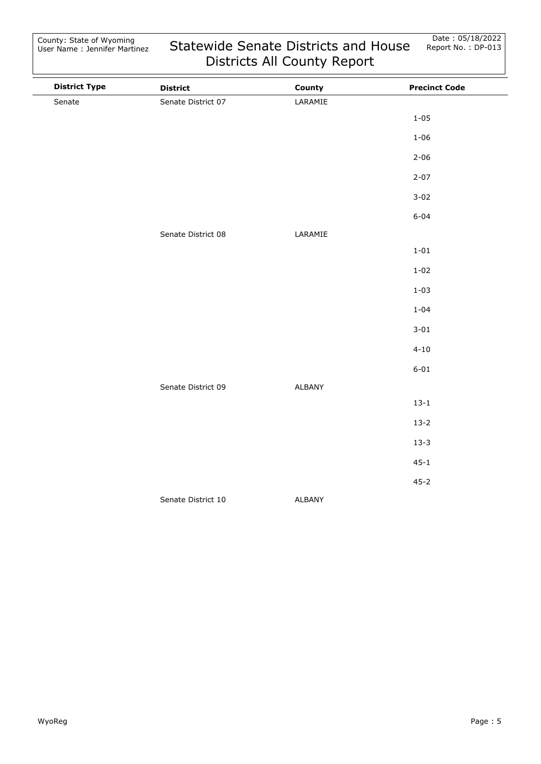| District Type | District | County | Precinct Code |
|---|---|---|---|
| Senate | Senate District 07 | LARAMIE | |
| | | | 1-05 |
| | | | 1-06 |
| | | | 2-06 |
| | | | 2-07 |
| | | | 3-02 |
| | | | 6-04 |
| | Senate District 08 | LARAMIE | |
| | | | 1-01 |
| | | | 1-02 |
| | | | 1-03 |
| | | | 1-04 |
| | | | 3-01 |
| | | | 4-10 |
| | | | 6-01 |
| | Senate District 09 | ALBANY | |
| | | | 13-1 |
| | | | 13-2 |
| | | | 13-3 |
| | | | 45-1 |
| | | | 45-2 |
| | Senate District 10 | ALBANY | |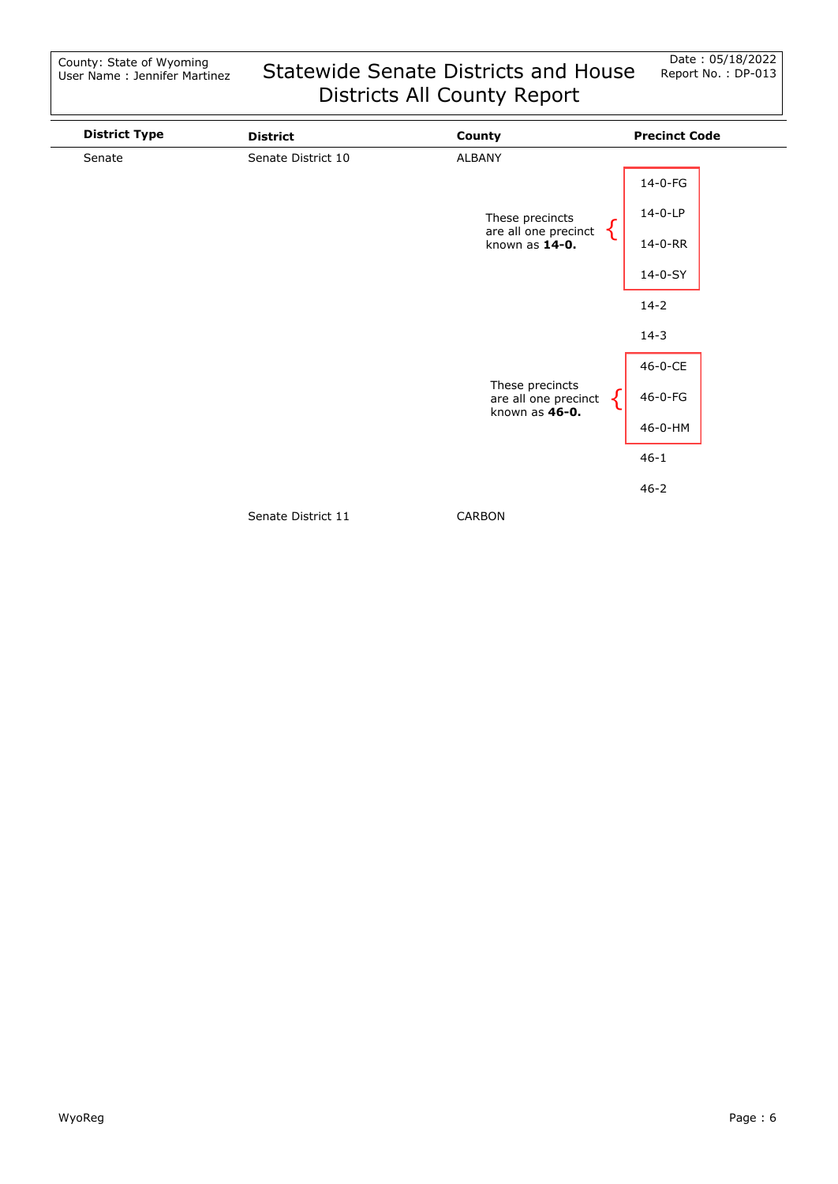County: State of Wyoming
User Name : Jennifer Martinez

# Statewide Senate Districts and House Districts All County Report

Date : 05/18/2022
Report No. : DP-013

| District Type | District | County | Precinct Code |
|---|---|---|---|
| Senate | Senate District 10 | ALBANY | |
| | | | 14-0-FG |
| | | These precincts are all one precinct known as **14-0.** | 14-0-LP |
| | | | 14-0-RR |
| | | | 14-0-SY |
| | | | 14-2 |
| | | | 14-3 |
| | | | 46-0-CE |
| | | These precincts are all one precinct known as **46-0.** | 46-0-FG |
| | | | 46-0-HM |
| | | | 46-1 |
| | | | 46-2 |
| | Senate District 11 | CARBON | |

WyoReg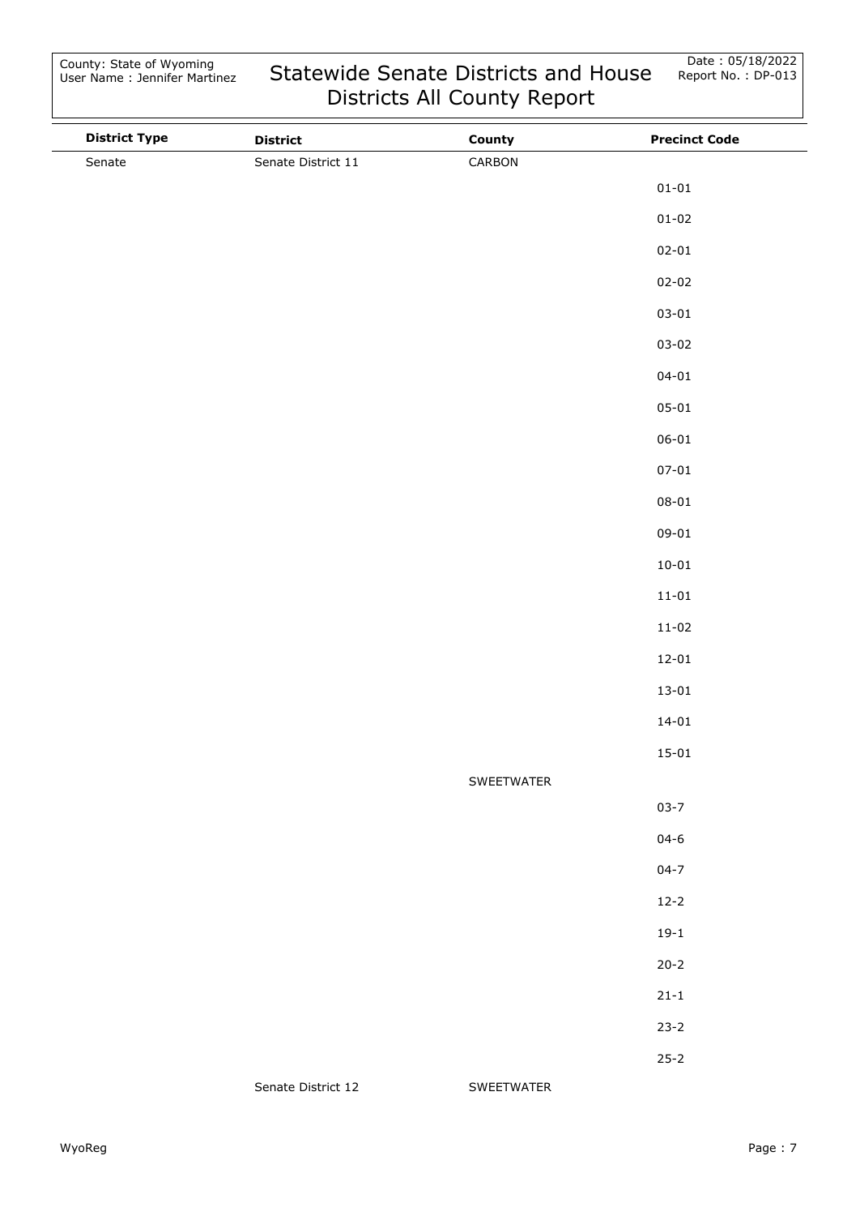| District Type | District | County | Precinct Code |
| --- | --- | --- | --- |
| Senate | Senate District 11 | CARBON | |
| | | | 01-01 |
| | | | 01-02 |
| | | | 02-01 |
| | | | 02-02 |
| | | | 03-01 |
| | | | 03-02 |
| | | | 04-01 |
| | | | 05-01 |
| | | | 06-01 |
| | | | 07-01 |
| | | | 08-01 |
| | | | 09-01 |
| | | | 10-01 |
| | | | 11-01 |
| | | | 11-02 |
| | | | 12-01 |
| | | | 13-01 |
| | | | 14-01 |
| | | | 15-01 |
| | | SWEETWATER | |
| | | | 03-7 |
| | | | 04-6 |
| | | | 04-7 |
| | | | 12-2 |
| | | | 19-1 |
| | | | 20-2 |
| | | | 21-1 |
| | | | 23-2 |
| | | | 25-2 |
| | Senate District 12 | SWEETWATER | |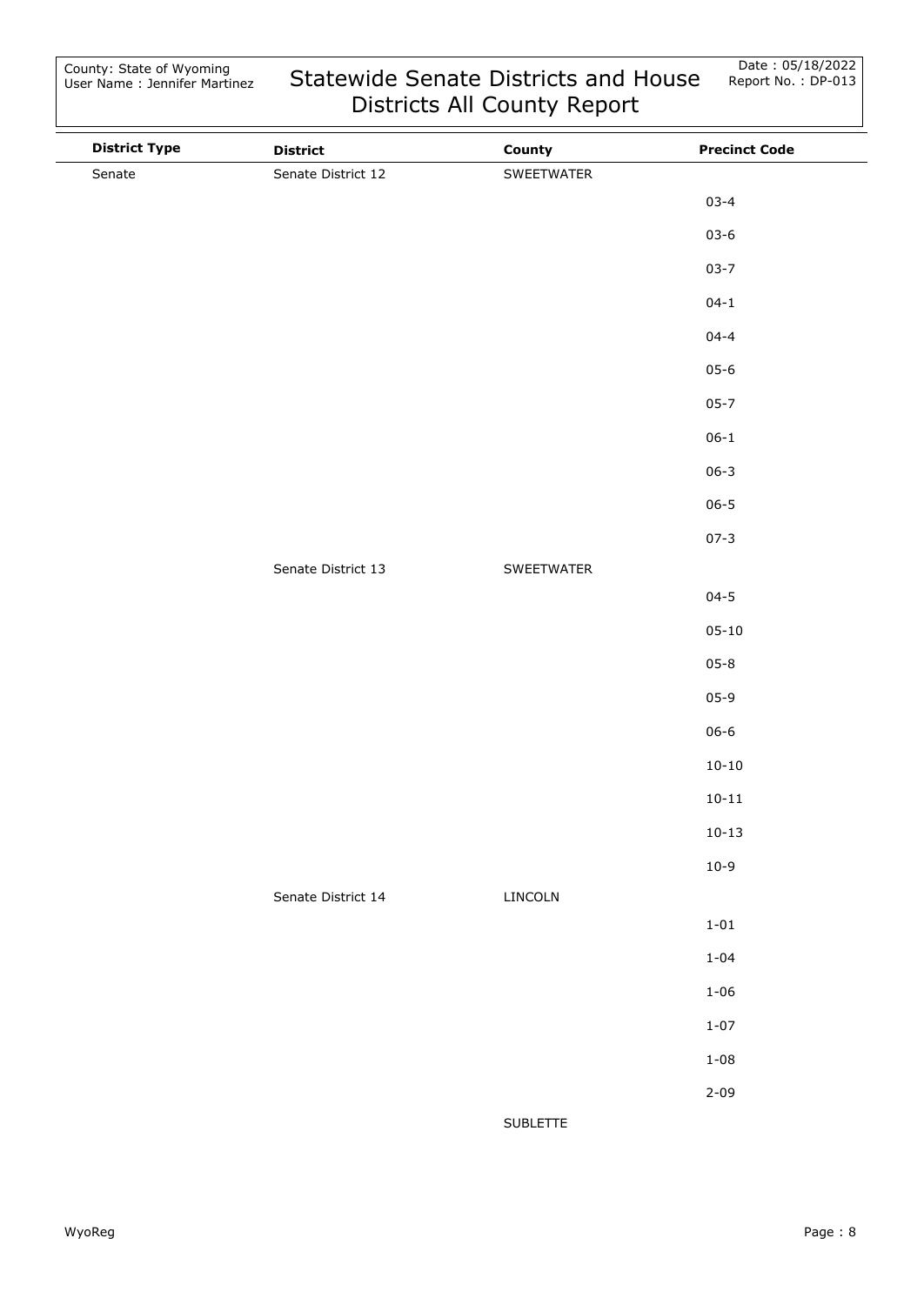| District Type | District | County | Precinct Code |
|---|---|---|---|
| Senate | Senate District 12 | SWEETWATER | |
| | | | 03-4 |
| | | | 03-6 |
| | | | 03-7 |
| | | | 04-1 |
| | | | 04-4 |
| | | | 05-6 |
| | | | 05-7 |
| | | | 06-1 |
| | | | 06-3 |
| | | | 06-5 |
| | | | 07-3 |
| | Senate District 13 | SWEETWATER | |
| | | | 04-5 |
| | | | 05-10 |
| | | | 05-8 |
| | | | 05-9 |
| | | | 06-6 |
| | | | 10-10 |
| | | | 10-11 |
| | | | 10-13 |
| | | | 10-9 |
| | Senate District 14 | LINCOLN | |
| | | | 1-01 |
| | | | 1-04 |
| | | | 1-06 |
| | | | 1-07 |
| | | | 1-08 |
| | | | 2-09 |
| | | SUBLETTE | |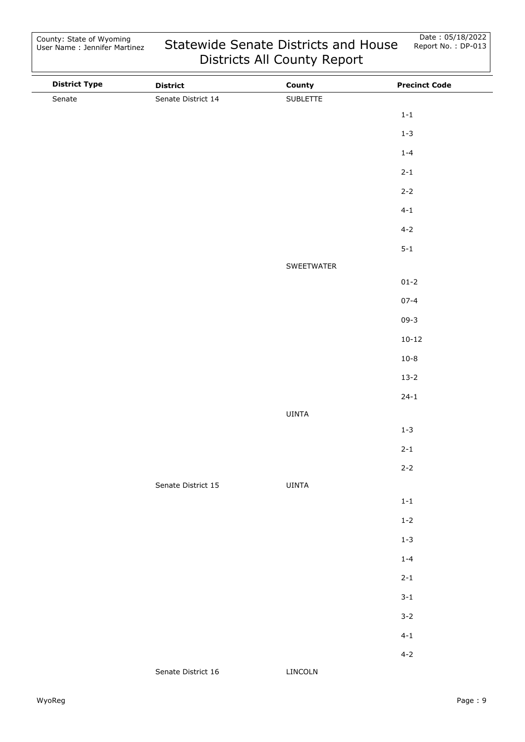# Statewide Senate Districts and House Districts All County Report

County: State of Wyoming
User Name : Jennifer Martinez

Date : 05/18/2022
Report No. : DP-013

| District Type | District | County | Precinct Code |
|---|---|---|---|
| Senate | Senate District 14 | SUBLETTE | |
| | | | 1-1 |
| | | | 1-3 |
| | | | 1-4 |
| | | | 2-1 |
| | | | 2-2 |
| | | | 4-1 |
| | | | 4-2 |
| | | | 5-1 |
| | | SWEETWATER | |
| | | | 01-2 |
| | | | 07-4 |
| | | | 09-3 |
| | | | 10-12 |
| | | | 10-8 |
| | | | 13-2 |
| | | | 24-1 |
| | | UINTA | |
| | | | 1-3 |
| | | | 2-1 |
| | | | 2-2 |
| | Senate District 15 | UINTA | |
| | | | 1-1 |
| | | | 1-2 |
| | | | 1-3 |
| | | | 1-4 |
| | | | 2-1 |
| | | | 3-1 |
| | | | 3-2 |
| | | | 4-1 |
| | | | 4-2 |
| | Senate District 16 | LINCOLN | |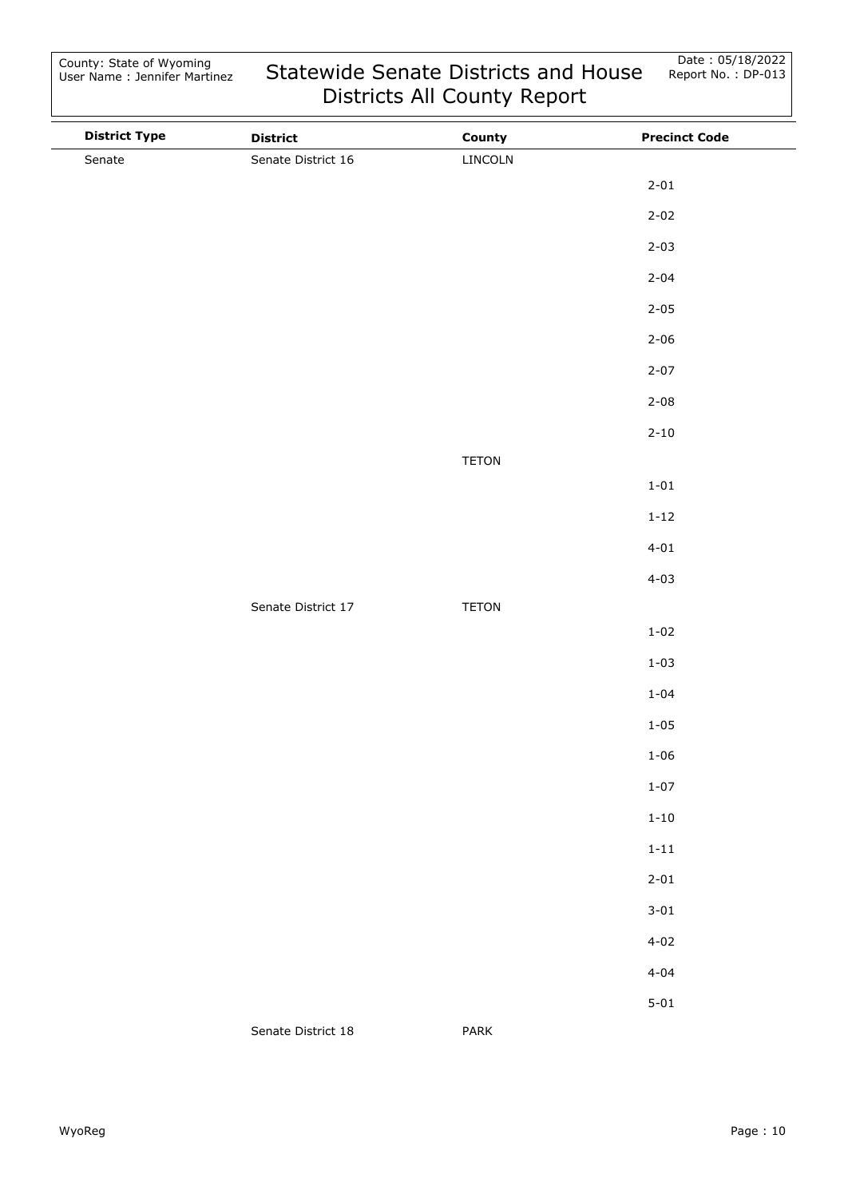# Statewide Senate Districts and House Districts All County Report

County: State of Wyoming
User Name : Jennifer Martinez

Date : 05/18/2022
Report No. : DP-013

| District Type | District | County | Precinct Code |
|---|---|---|---|
| Senate | Senate District 16 | LINCOLN | |
| | | | 2-01 |
| | | | 2-02 |
| | | | 2-03 |
| | | | 2-04 |
| | | | 2-05 |
| | | | 2-06 |
| | | | 2-07 |
| | | | 2-08 |
| | | | 2-10 |
| | | TETON | |
| | | | 1-01 |
| | | | 1-12 |
| | | | 4-01 |
| | | | 4-03 |
| | Senate District 17 | TETON | |
| | | | 1-02 |
| | | | 1-03 |
| | | | 1-04 |
| | | | 1-05 |
| | | | 1-06 |
| | | | 1-07 |
| | | | 1-10 |
| | | | 1-11 |
| | | | 2-01 |
| | | | 3-01 |
| | | | 4-02 |
| | | | 4-04 |
| | | | 5-01 |
| | Senate District 18 | PARK | |

WyoReg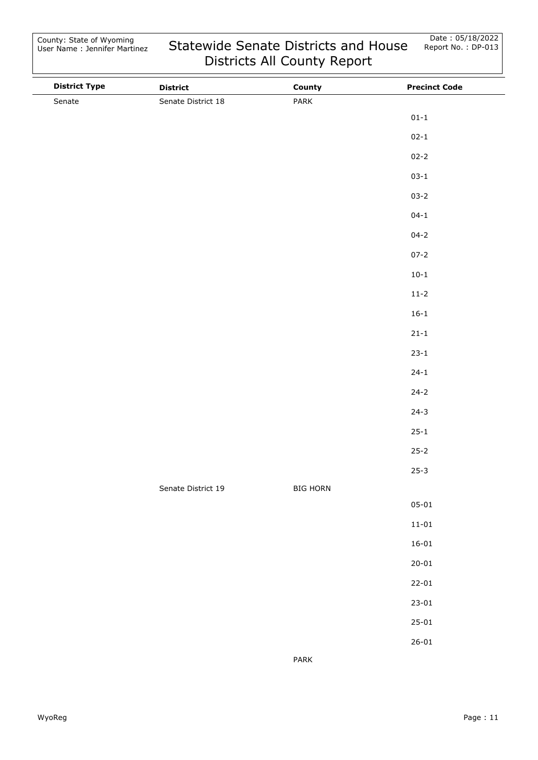| District Type | District | County | Precinct Code |
|---|---|---|---|
| Senate | Senate District 18 | PARK | |
| | | | 01-1 |
| | | | 02-1 |
| | | | 02-2 |
| | | | 03-1 |
| | | | 03-2 |
| | | | 04-1 |
| | | | 04-2 |
| | | | 07-2 |
| | | | 10-1 |
| | | | 11-2 |
| | | | 16-1 |
| | | | 21-1 |
| | | | 23-1 |
| | | | 24-1 |
| | | | 24-2 |
| | | | 24-3 |
| | | | 25-1 |
| | | | 25-2 |
| | | | 25-3 |
| | Senate District 19 | BIG HORN | |
| | | | 05-01 |
| | | | 11-01 |
| | | | 16-01 |
| | | | 20-01 |
| | | | 22-01 |
| | | | 23-01 |
| | | | 25-01 |
| | | | 26-01 |
| | | PARK | |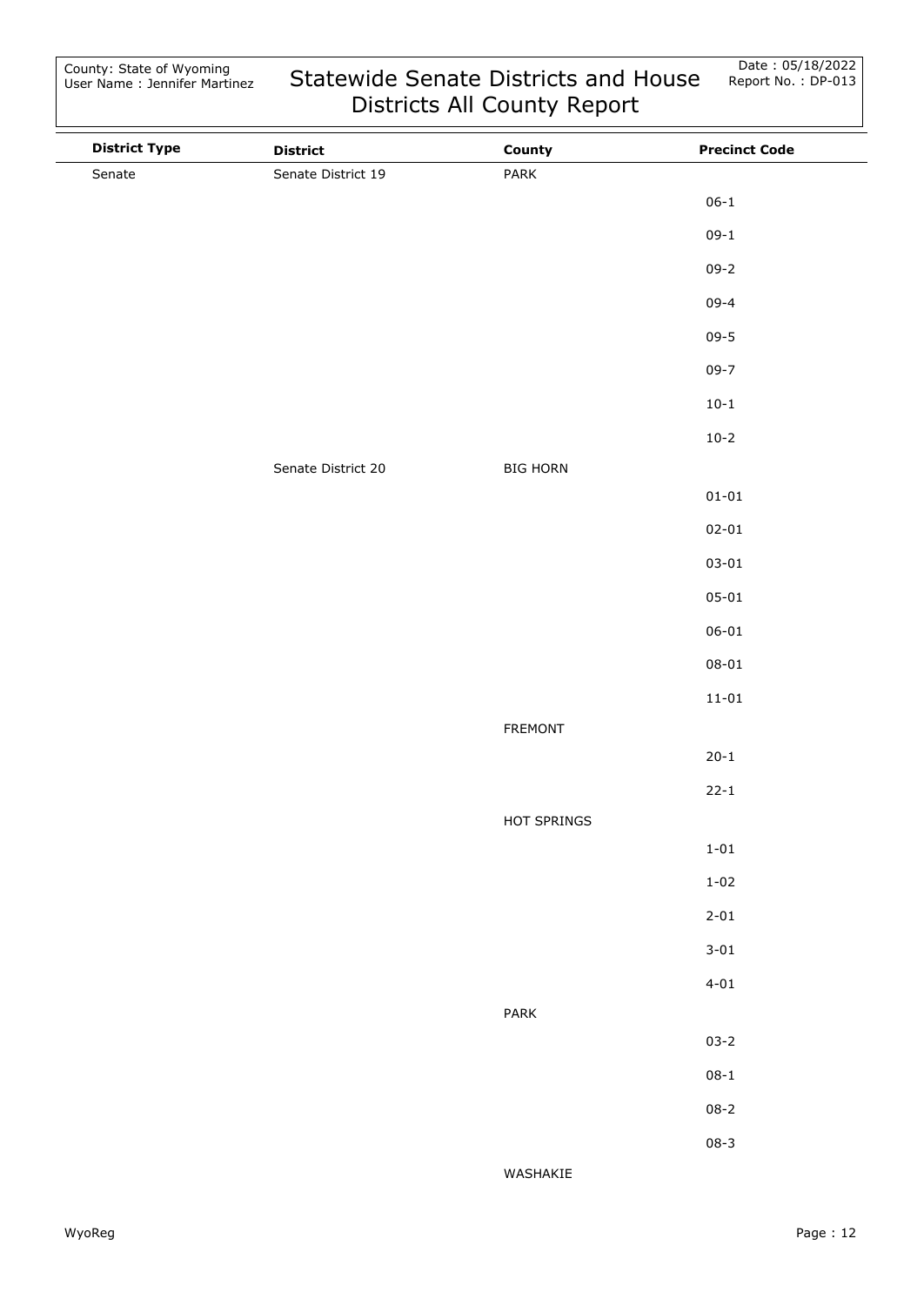# Statewide Senate Districts and House Districts All County Report

County: State of Wyoming
User Name : Jennifer Martinez

Date : 05/18/2022
Report No. : DP-013

| District Type | District | County | Precinct Code |
|---|---|---|---|
| Senate | Senate District 19 | PARK | |
| | | | 06-1 |
| | | | 09-1 |
| | | | 09-2 |
| | | | 09-4 |
| | | | 09-5 |
| | | | 09-7 |
| | | | 10-1 |
| | | | 10-2 |
| | Senate District 20 | BIG HORN | |
| | | | 01-01 |
| | | | 02-01 |
| | | | 03-01 |
| | | | 05-01 |
| | | | 06-01 |
| | | | 08-01 |
| | | | 11-01 |
| | | FREMONT | |
| | | | 20-1 |
| | | | 22-1 |
| | | HOT SPRINGS | |
| | | | 1-01 |
| | | | 1-02 |
| | | | 2-01 |
| | | | 3-01 |
| | | | 4-01 |
| | | PARK | |
| | | | 03-2 |
| | | | 08-1 |
| | | | 08-2 |
| | | | 08-3 |
| | | WASHAKIE | |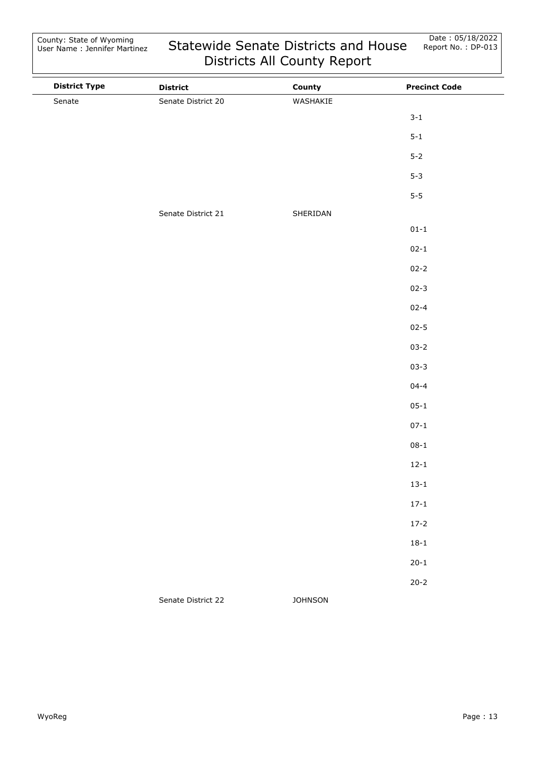| District Type | District | County | Precinct Code |
| --- | --- | --- | --- |
| Senate | Senate District 20 | WASHAKIE | |
| | | | 3-1 |
| | | | 5-1 |
| | | | 5-2 |
| | | | 5-3 |
| | | | 5-5 |
| | Senate District 21 | SHERIDAN | |
| | | | 01-1 |
| | | | 02-1 |
| | | | 02-2 |
| | | | 02-3 |
| | | | 02-4 |
| | | | 02-5 |
| | | | 03-2 |
| | | | 03-3 |
| | | | 04-4 |
| | | | 05-1 |
| | | | 07-1 |
| | | | 08-1 |
| | | | 12-1 |
| | | | 13-1 |
| | | | 17-1 |
| | | | 17-2 |
| | | | 18-1 |
| | | | 20-1 |
| | | | 20-2 |
| | Senate District 22 | JOHNSON | |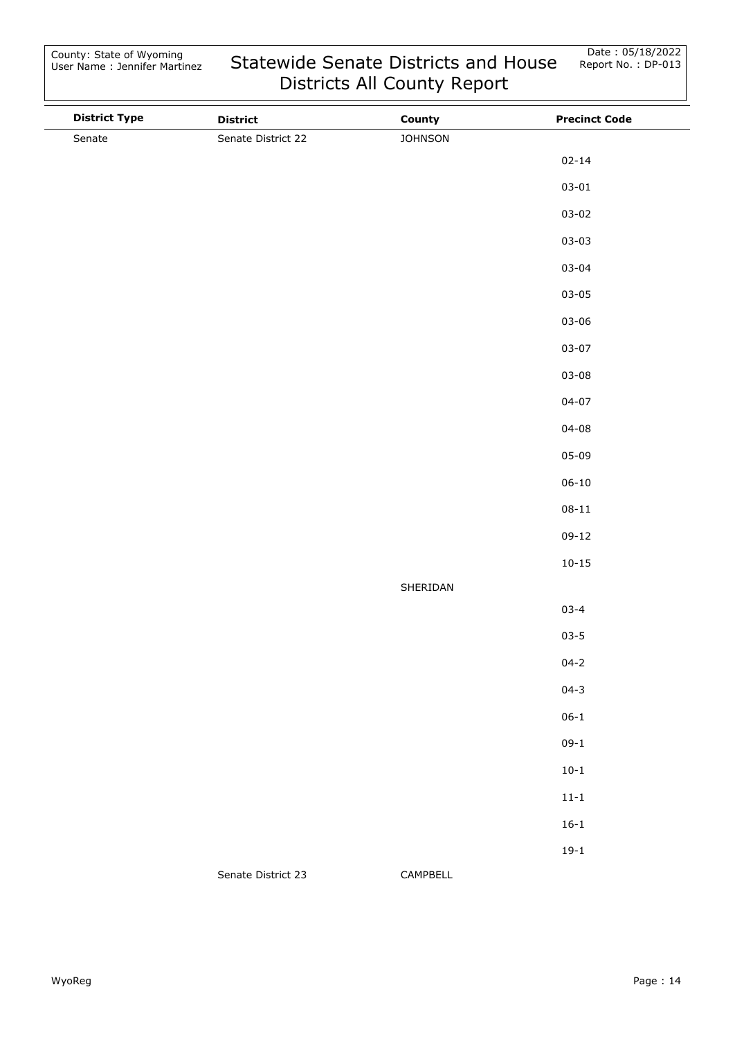| District Type | District | County | Precinct Code |
|---|---|---|---|
| Senate | Senate District 22 | JOHNSON | |
| | | | 02-14 |
| | | | 03-01 |
| | | | 03-02 |
| | | | 03-03 |
| | | | 03-04 |
| | | | 03-05 |
| | | | 03-06 |
| | | | 03-07 |
| | | | 03-08 |
| | | | 04-07 |
| | | | 04-08 |
| | | | 05-09 |
| | | | 06-10 |
| | | | 08-11 |
| | | | 09-12 |
| | | | 10-15 |
| | | SHERIDAN | |
| | | | 03-4 |
| | | | 03-5 |
| | | | 04-2 |
| | | | 04-3 |
| | | | 06-1 |
| | | | 09-1 |
| | | | 10-1 |
| | | | 11-1 |
| | | | 16-1 |
| | | | 19-1 |
| | Senate District 23 | CAMPBELL | |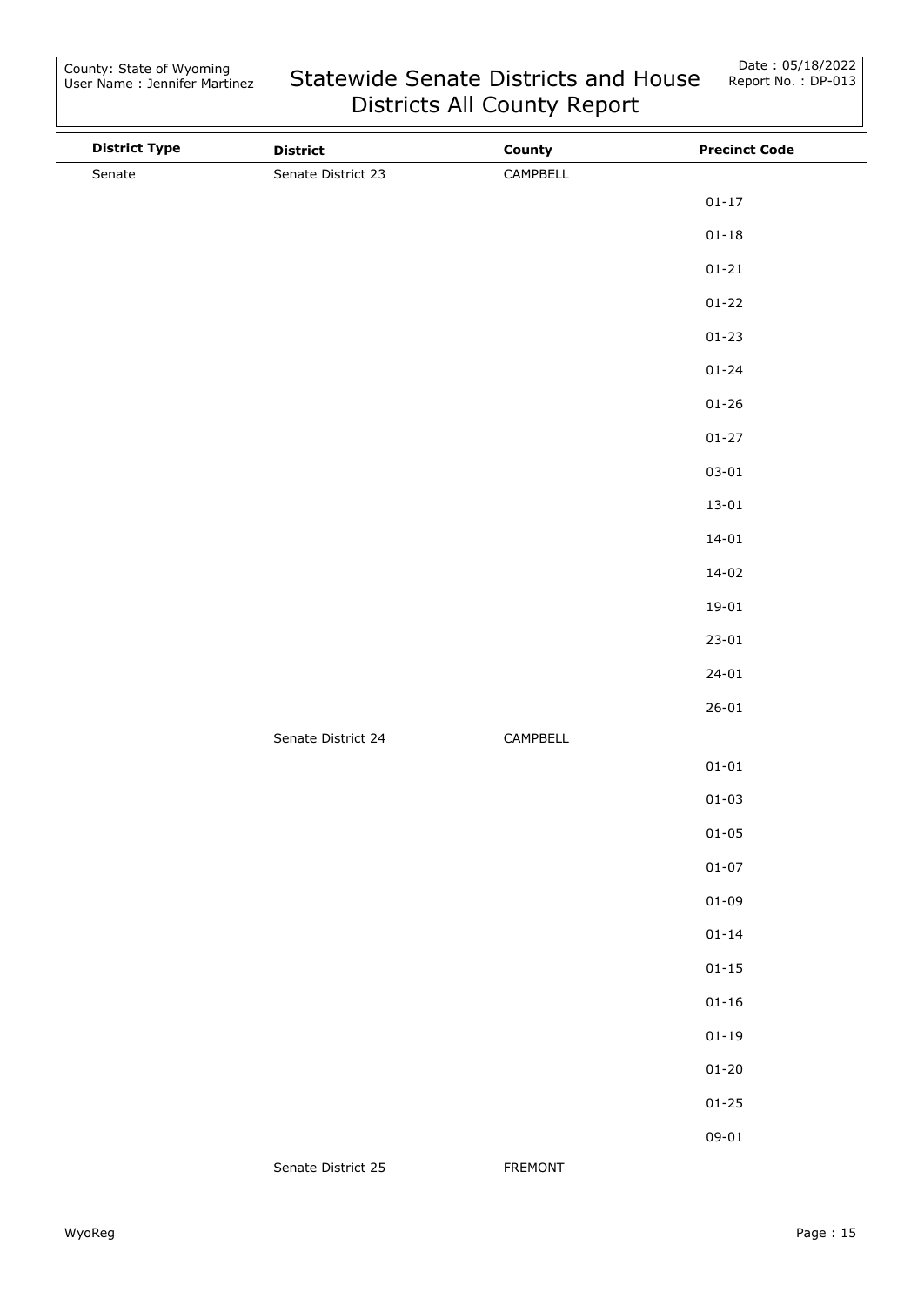# Statewide Senate Districts and House Districts All County Report

County: State of Wyoming
User Name : Jennifer Martinez

Date : 05/18/2022
Report No. : DP-013

| District Type | District | County | Precinct Code |
|---|---|---|---|
| Senate | Senate District 23 | CAMPBELL | |
| | | | 01-17 |
| | | | 01-18 |
| | | | 01-21 |
| | | | 01-22 |
| | | | 01-23 |
| | | | 01-24 |
| | | | 01-26 |
| | | | 01-27 |
| | | | 03-01 |
| | | | 13-01 |
| | | | 14-01 |
| | | | 14-02 |
| | | | 19-01 |
| | | | 23-01 |
| | | | 24-01 |
| | | | 26-01 |
| | Senate District 24 | CAMPBELL | |
| | | | 01-01 |
| | | | 01-03 |
| | | | 01-05 |
| | | | 01-07 |
| | | | 01-09 |
| | | | 01-14 |
| | | | 01-15 |
| | | | 01-16 |
| | | | 01-19 |
| | | | 01-20 |
| | | | 01-25 |
| | | | 09-01 |
| | Senate District 25 | FREMONT | |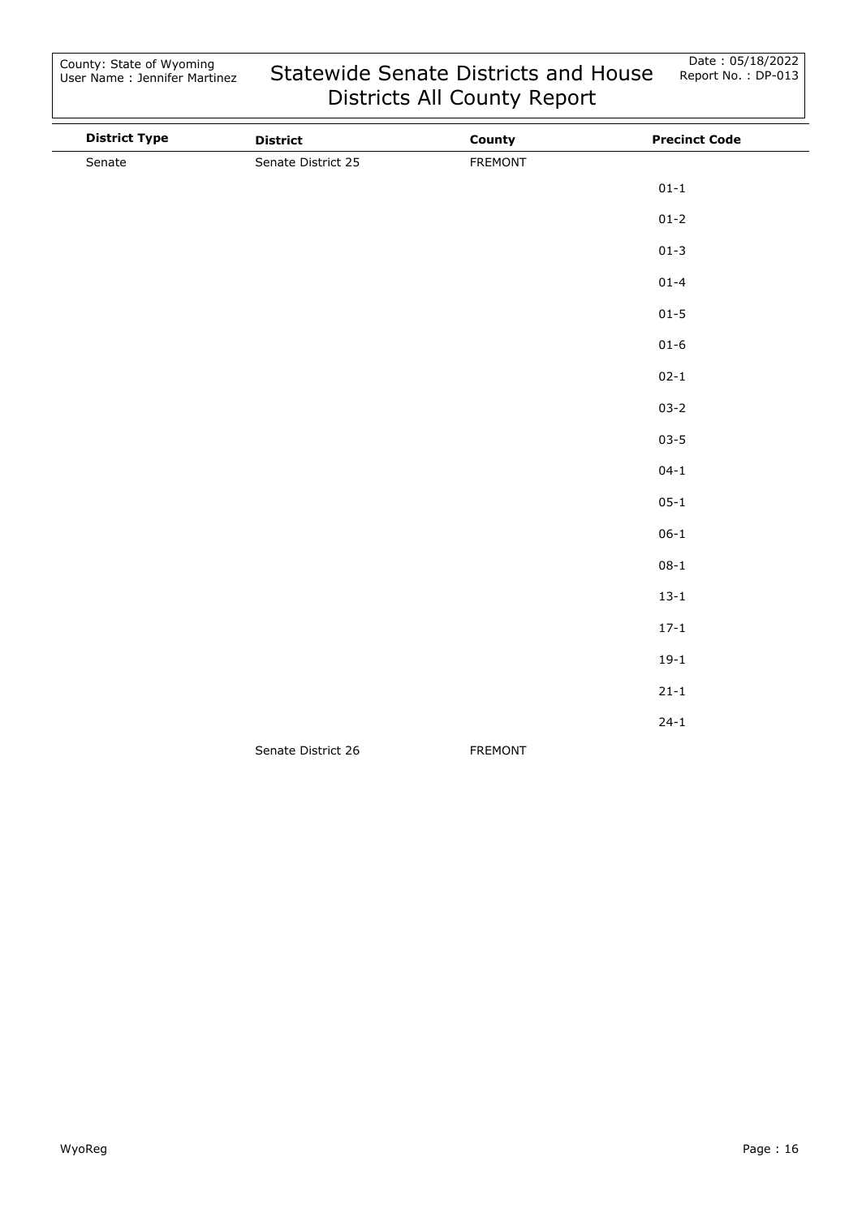| District Type | District | County | Precinct Code |
| --- | --- | --- | --- |
| Senate | Senate District 25 | FREMONT | |
| | | | 01-1 |
| | | | 01-2 |
| | | | 01-3 |
| | | | 01-4 |
| | | | 01-5 |
| | | | 01-6 |
| | | | 02-1 |
| | | | 03-2 |
| | | | 03-5 |
| | | | 04-1 |
| | | | 05-1 |
| | | | 06-1 |
| | | | 08-1 |
| | | | 13-1 |
| | | | 17-1 |
| | | | 19-1 |
| | | | 21-1 |
| | | | 24-1 |
| | Senate District 26 | FREMONT | |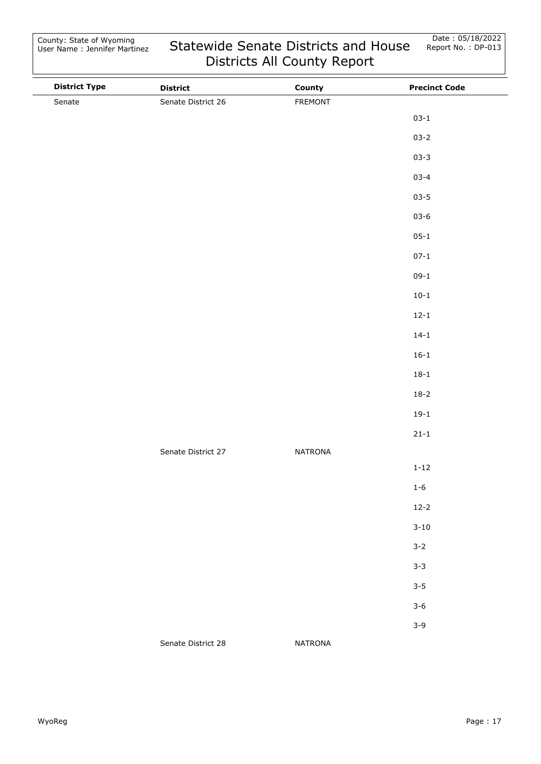County: State of Wyoming
User Name : Jennifer Martinez

# Statewide Senate Districts and House Districts All County Report

Date : 05/18/2022
Report No. : DP-013

| District Type | District | County | Precinct Code |
|---|---|---|---|
| Senate | Senate District 26 | FREMONT | |
| | | | 03-1 |
| | | | 03-2 |
| | | | 03-3 |
| | | | 03-4 |
| | | | 03-5 |
| | | | 03-6 |
| | | | 05-1 |
| | | | 07-1 |
| | | | 09-1 |
| | | | 10-1 |
| | | | 12-1 |
| | | | 14-1 |
| | | | 16-1 |
| | | | 18-1 |
| | | | 18-2 |
| | | | 19-1 |
| | | | 21-1 |
| | Senate District 27 | NATRONA | |
| | | | 1-12 |
| | | | 1-6 |
| | | | 12-2 |
| | | | 3-10 |
| | | | 3-2 |
| | | | 3-3 |
| | | | 3-5 |
| | | | 3-6 |
| | | | 3-9 |
| | Senate District 28 | NATRONA | |

WyoReg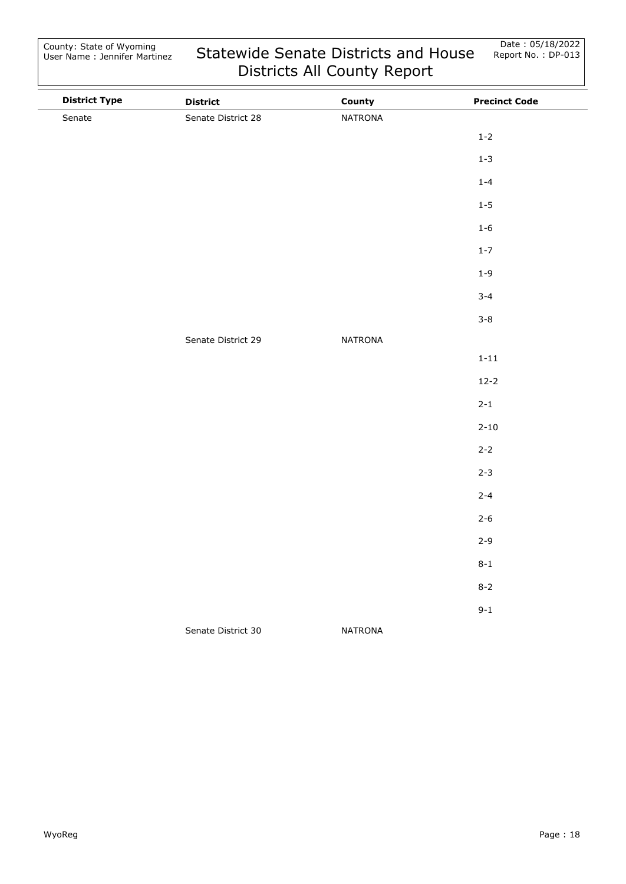# Statewide Senate Districts and House Districts All County Report

County: State of Wyoming
User Name : Jennifer Martinez

Date : 05/18/2022
Report No. : DP-013

| District Type | District | County | Precinct Code |
|---|---|---|---|
| Senate | Senate District 28 | NATRONA | |
| | | | 1-2 |
| | | | 1-3 |
| | | | 1-4 |
| | | | 1-5 |
| | | | 1-6 |
| | | | 1-7 |
| | | | 1-9 |
| | | | 3-4 |
| | | | 3-8 |
| | Senate District 29 | NATRONA | |
| | | | 1-11 |
| | | | 12-2 |
| | | | 2-1 |
| | | | 2-10 |
| | | | 2-2 |
| | | | 2-3 |
| | | | 2-4 |
| | | | 2-6 |
| | | | 2-9 |
| | | | 8-1 |
| | | | 8-2 |
| | | | 9-1 |
| | Senate District 30 | NATRONA | |

WyoReg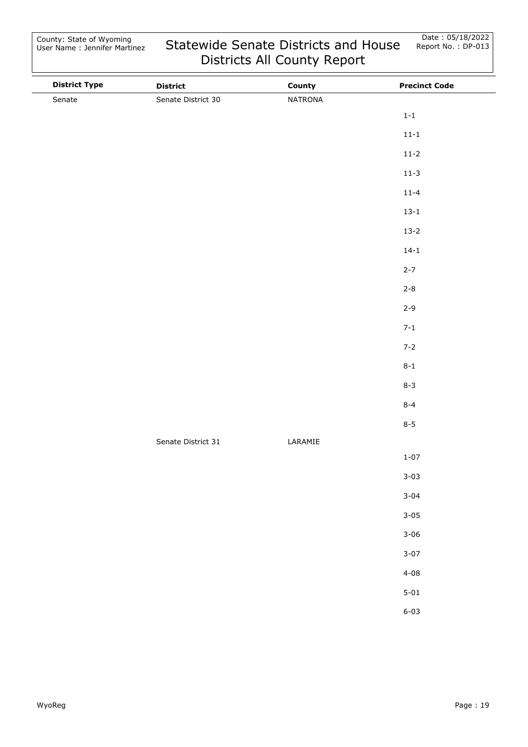| District Type | District | County | Precinct Code |
|---|---|---|---|
| Senate | Senate District 30 | NATRONA | |
| | | | 1-1 |
| | | | 11-1 |
| | | | 11-2 |
| | | | 11-3 |
| | | | 11-4 |
| | | | 13-1 |
| | | | 13-2 |
| | | | 14-1 |
| | | | 2-7 |
| | | | 2-8 |
| | | | 2-9 |
| | | | 7-1 |
| | | | 7-2 |
| | | | 8-1 |
| | | | 8-3 |
| | | | 8-4 |
| | | | 8-5 |
| | Senate District 31 | LARAMIE | |
| | | | 1-07 |
| | | | 3-03 |
| | | | 3-04 |
| | | | 3-05 |
| | | | 3-06 |
| | | | 3-07 |
| | | | 4-08 |
| | | | 5-01 |
| | | | 6-03 |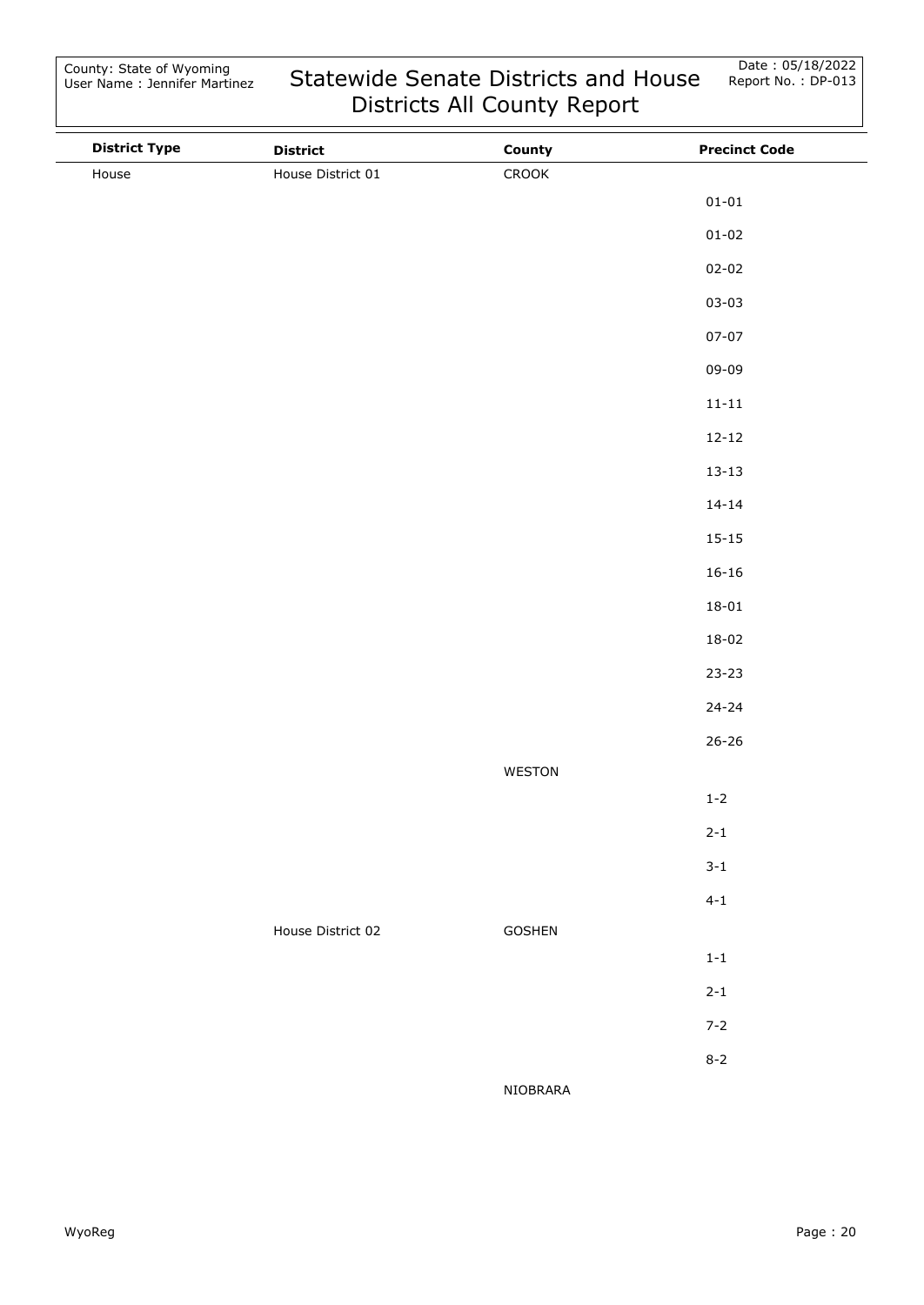County: State of Wyoming
User Name : Jennifer Martinez

# Statewide Senate Districts and House Districts All County Report

Date : 05/18/2022
Report No. : DP-013

| District Type | District | County | Precinct Code |
|---|---|---|---|
| House | House District 01 | CROOK | |
| | | | 01-01 |
| | | | 01-02 |
| | | | 02-02 |
| | | | 03-03 |
| | | | 07-07 |
| | | | 09-09 |
| | | | 11-11 |
| | | | 12-12 |
| | | | 13-13 |
| | | | 14-14 |
| | | | 15-15 |
| | | | 16-16 |
| | | | 18-01 |
| | | | 18-02 |
| | | | 23-23 |
| | | | 24-24 |
| | | | 26-26 |
| | | WESTON | |
| | | | 1-2 |
| | | | 2-1 |
| | | | 3-1 |
| | | | 4-1 |
| | House District 02 | GOSHEN | |
| | | | 1-1 |
| | | | 2-1 |
| | | | 7-2 |
| | | | 8-2 |
| | | NIOBRARA | |

WyoReg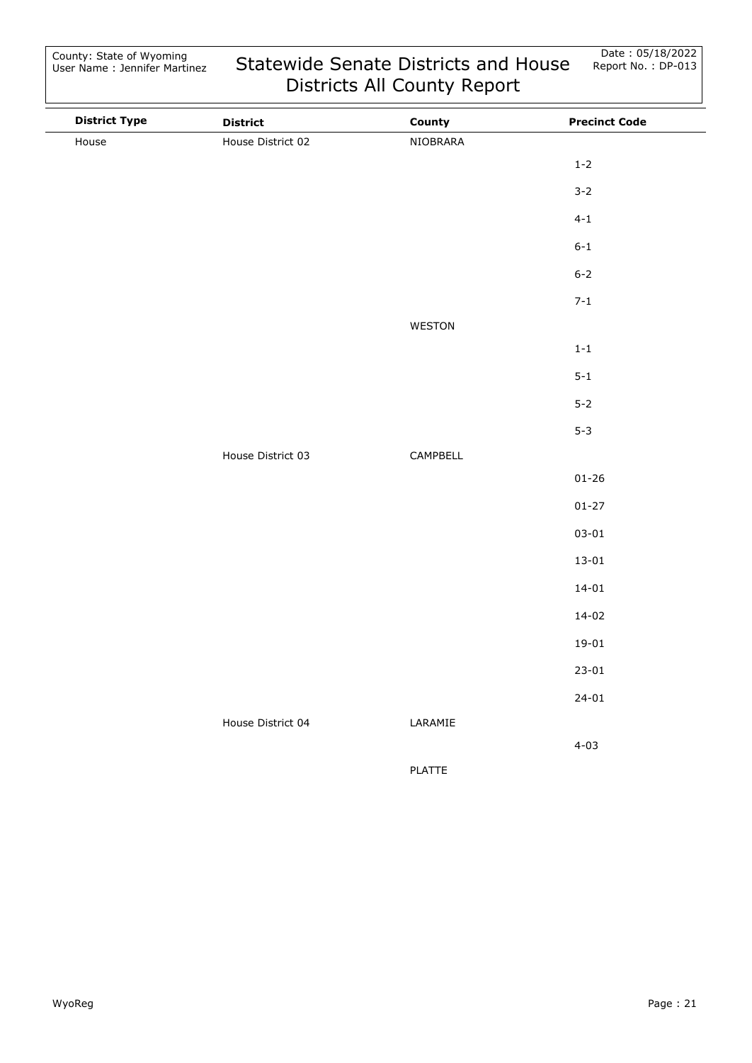| District Type | District | County | Precinct Code |
| --- | --- | --- | --- |
| House | House District 02 | NIOBRARA | |
| | | | 1-2 |
| | | | 3-2 |
| | | | 4-1 |
| | | | 6-1 |
| | | | 6-2 |
| | | | 7-1 |
| | | WESTON | |
| | | | 1-1 |
| | | | 5-1 |
| | | | 5-2 |
| | | | 5-3 |
| | House District 03 | CAMPBELL | |
| | | | 01-26 |
| | | | 01-27 |
| | | | 03-01 |
| | | | 13-01 |
| | | | 14-01 |
| | | | 14-02 |
| | | | 19-01 |
| | | | 23-01 |
| | | | 24-01 |
| | House District 04 | LARAMIE | |
| | | | 4-03 |
| | | PLATTE | |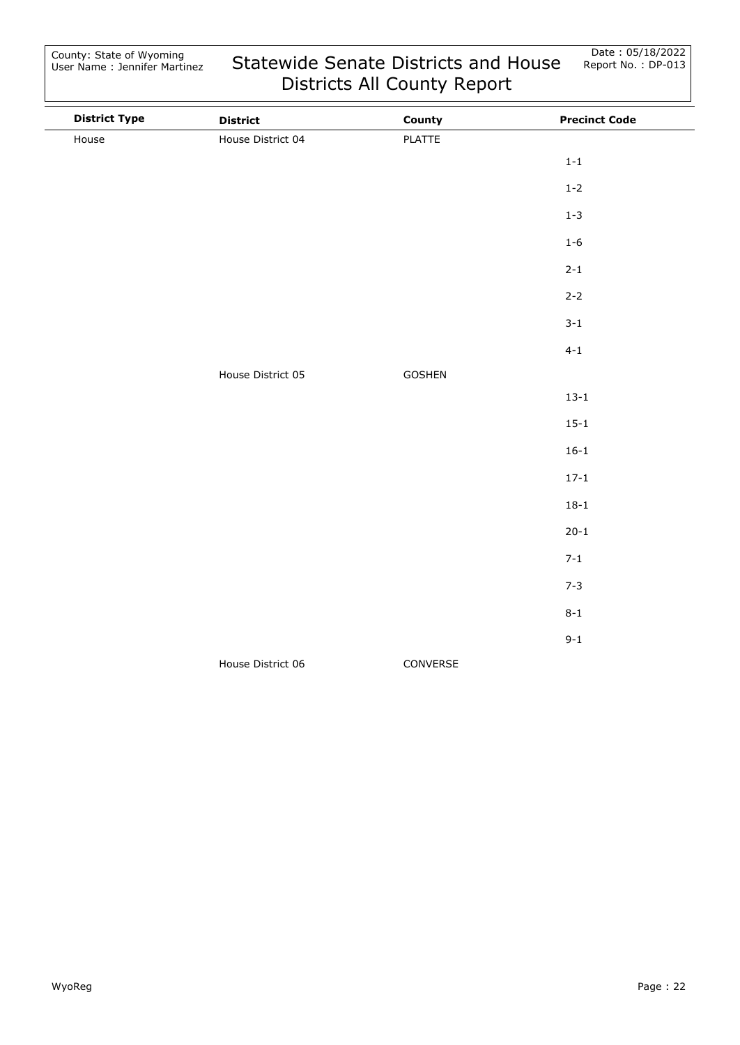| District Type | District | County | Precinct Code |
|---|---|---|---|
| House | House District 04 | PLATTE | |
| | | | 1-1 |
| | | | 1-2 |
| | | | 1-3 |
| | | | 1-6 |
| | | | 2-1 |
| | | | 2-2 |
| | | | 3-1 |
| | | | 4-1 |
| | House District 05 | GOSHEN | |
| | | | 13-1 |
| | | | 15-1 |
| | | | 16-1 |
| | | | 17-1 |
| | | | 18-1 |
| | | | 20-1 |
| | | | 7-1 |
| | | | 7-3 |
| | | | 8-1 |
| | | | 9-1 |
| | House District 06 | CONVERSE | |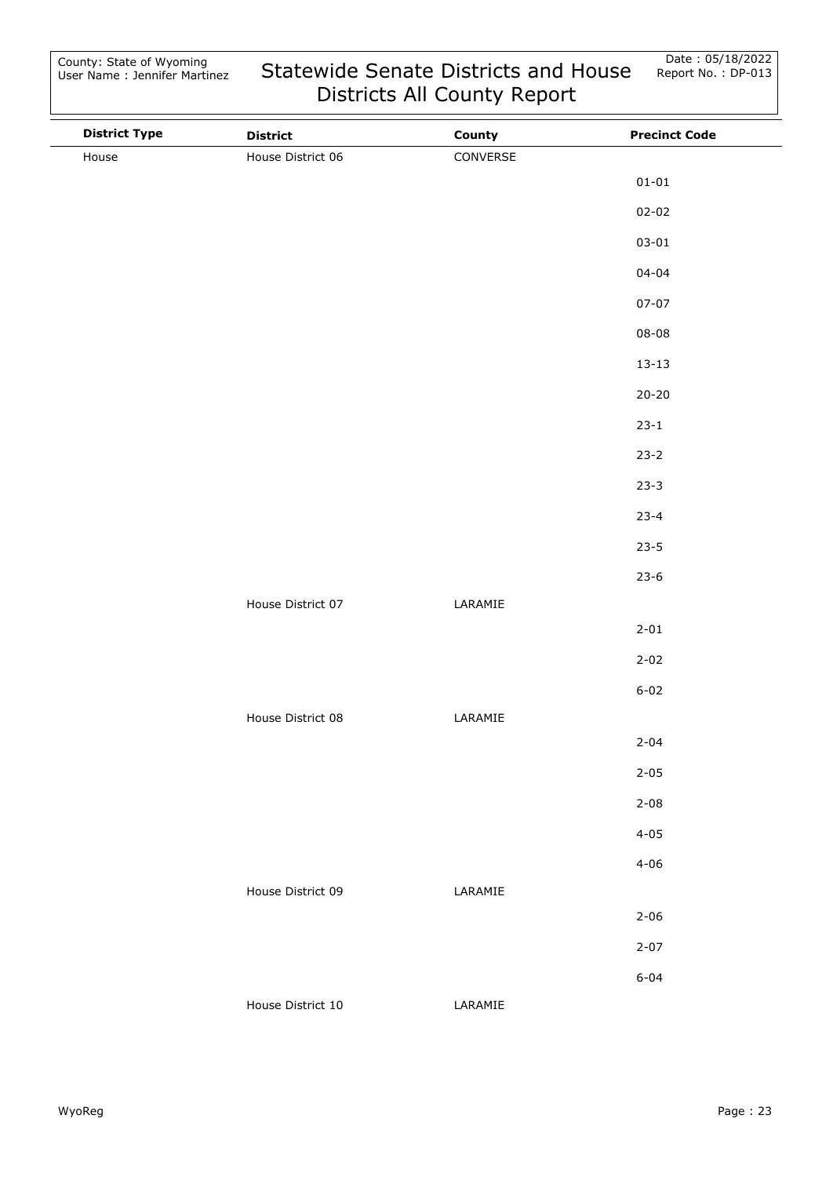| District Type | District | County | Precinct Code |
|---|---|---|---|
| House | House District 06 | CONVERSE | |
| | | | 01-01 |
| | | | 02-02 |
| | | | 03-01 |
| | | | 04-04 |
| | | | 07-07 |
| | | | 08-08 |
| | | | 13-13 |
| | | | 20-20 |
| | | | 23-1 |
| | | | 23-2 |
| | | | 23-3 |
| | | | 23-4 |
| | | | 23-5 |
| | | | 23-6 |
| | House District 07 | LARAMIE | |
| | | | 2-01 |
| | | | 2-02 |
| | | | 6-02 |
| | House District 08 | LARAMIE | |
| | | | 2-04 |
| | | | 2-05 |
| | | | 2-08 |
| | | | 4-05 |
| | | | 4-06 |
| | House District 09 | LARAMIE | |
| | | | 2-06 |
| | | | 2-07 |
| | | | 6-04 |
| | House District 10 | LARAMIE | |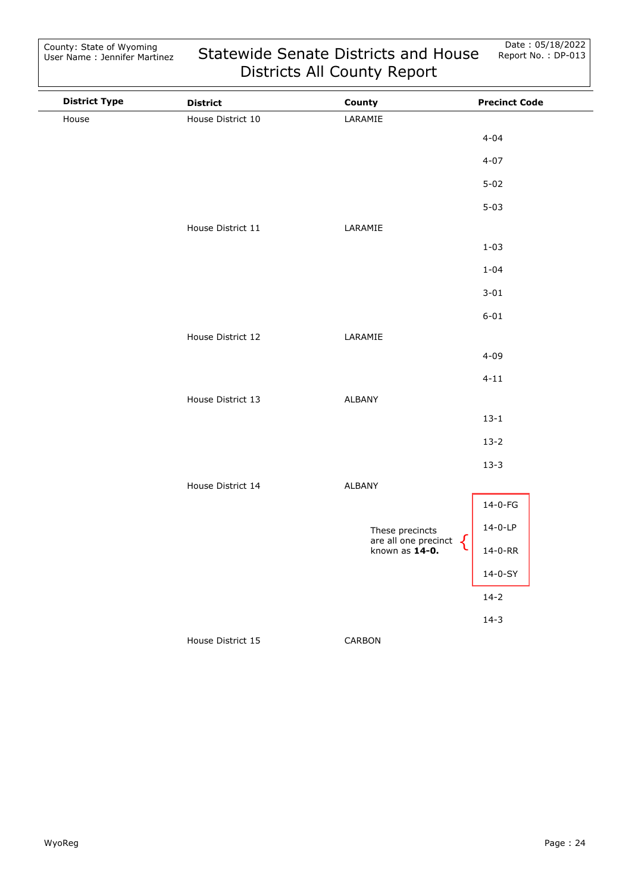# Statewide Senate Districts and House Districts All County Report

County: State of Wyoming
User Name : Jennifer Martinez

Date : 05/18/2022
Report No. : DP-013

| District Type | District | County | Precinct Code |
|---|---|---|---|
| House | House District 10 | LARAMIE | |
| | | | 4-04 |
| | | | 4-07 |
| | | | 5-02 |
| | | | 5-03 |
| | House District 11 | LARAMIE | |
| | | | 1-03 |
| | | | 1-04 |
| | | | 3-01 |
| | | | 6-01 |
| | House District 12 | LARAMIE | |
| | | | 4-09 |
| | | | 4-11 |
| | House District 13 | ALBANY | |
| | | | 13-1 |
| | | | 13-2 |
| | | | 13-3 |
| | House District 14 | ALBANY | |
| | | | 14-0-FG |
| | | | 14-0-LP |
| | | | 14-0-RR |
| | | | 14-0-SY |
| | | | 14-2 |
| | | | 14-3 |
| | House District 15 | CARBON | |

These precincts (14-0-FG, 14-0-LP, 14-0-RR, 14-0-SY) are all one precinct known as **14-0.**

WyoReg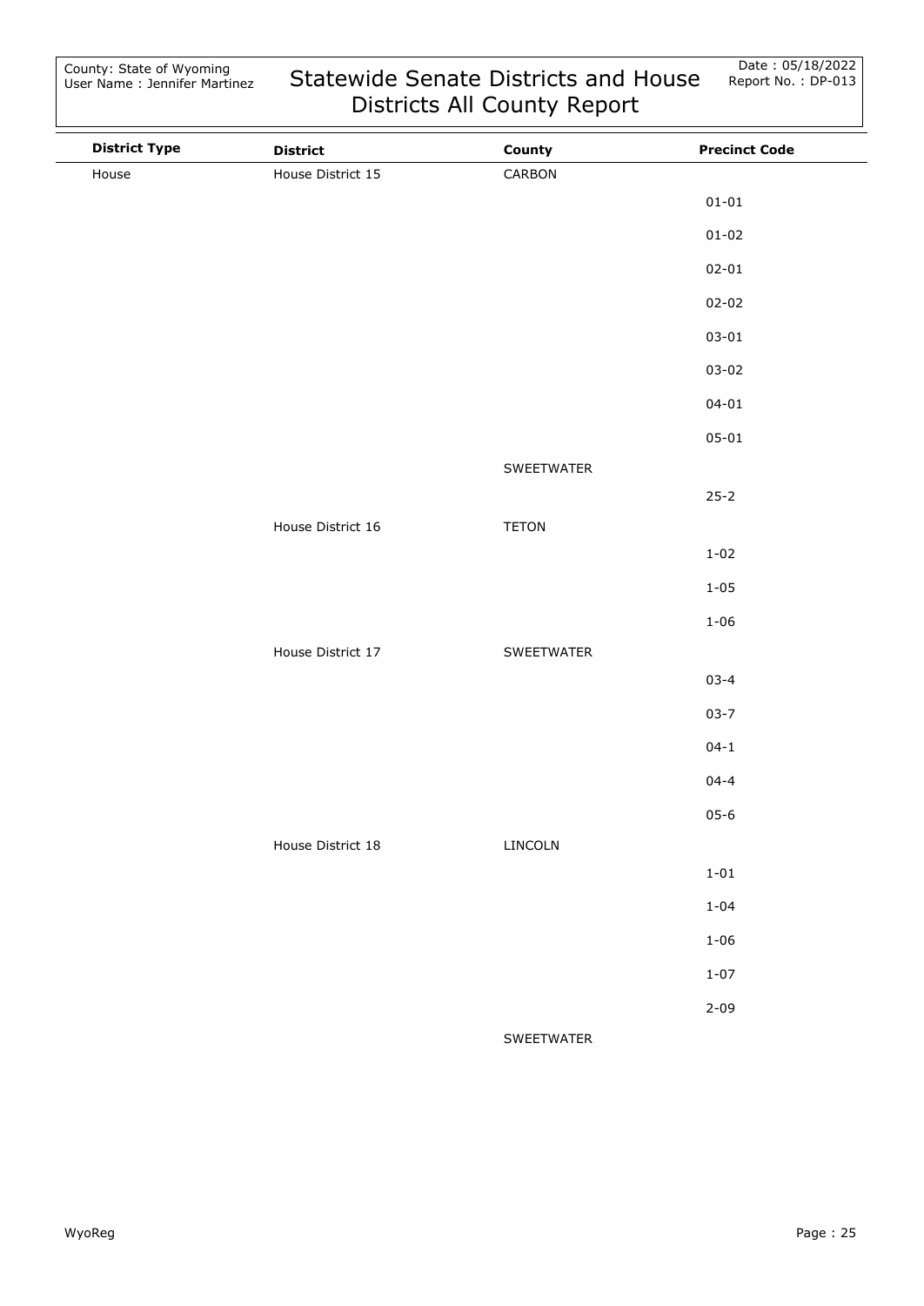# Statewide Senate Districts and House Districts All County Report

County: State of Wyoming
User Name : Jennifer Martinez

Date : 05/18/2022
Report No. : DP-013

| District Type | District | County | Precinct Code |
|---|---|---|---|
| House | House District 15 | CARBON | |
| | | | 01-01 |
| | | | 01-02 |
| | | | 02-01 |
| | | | 02-02 |
| | | | 03-01 |
| | | | 03-02 |
| | | | 04-01 |
| | | | 05-01 |
| | | SWEETWATER | |
| | | | 25-2 |
| | House District 16 | TETON | |
| | | | 1-02 |
| | | | 1-05 |
| | | | 1-06 |
| | House District 17 | SWEETWATER | |
| | | | 03-4 |
| | | | 03-7 |
| | | | 04-1 |
| | | | 04-4 |
| | | | 05-6 |
| | House District 18 | LINCOLN | |
| | | | 1-01 |
| | | | 1-04 |
| | | | 1-06 |
| | | | 1-07 |
| | | | 2-09 |
| | | SWEETWATER | |

WyoReg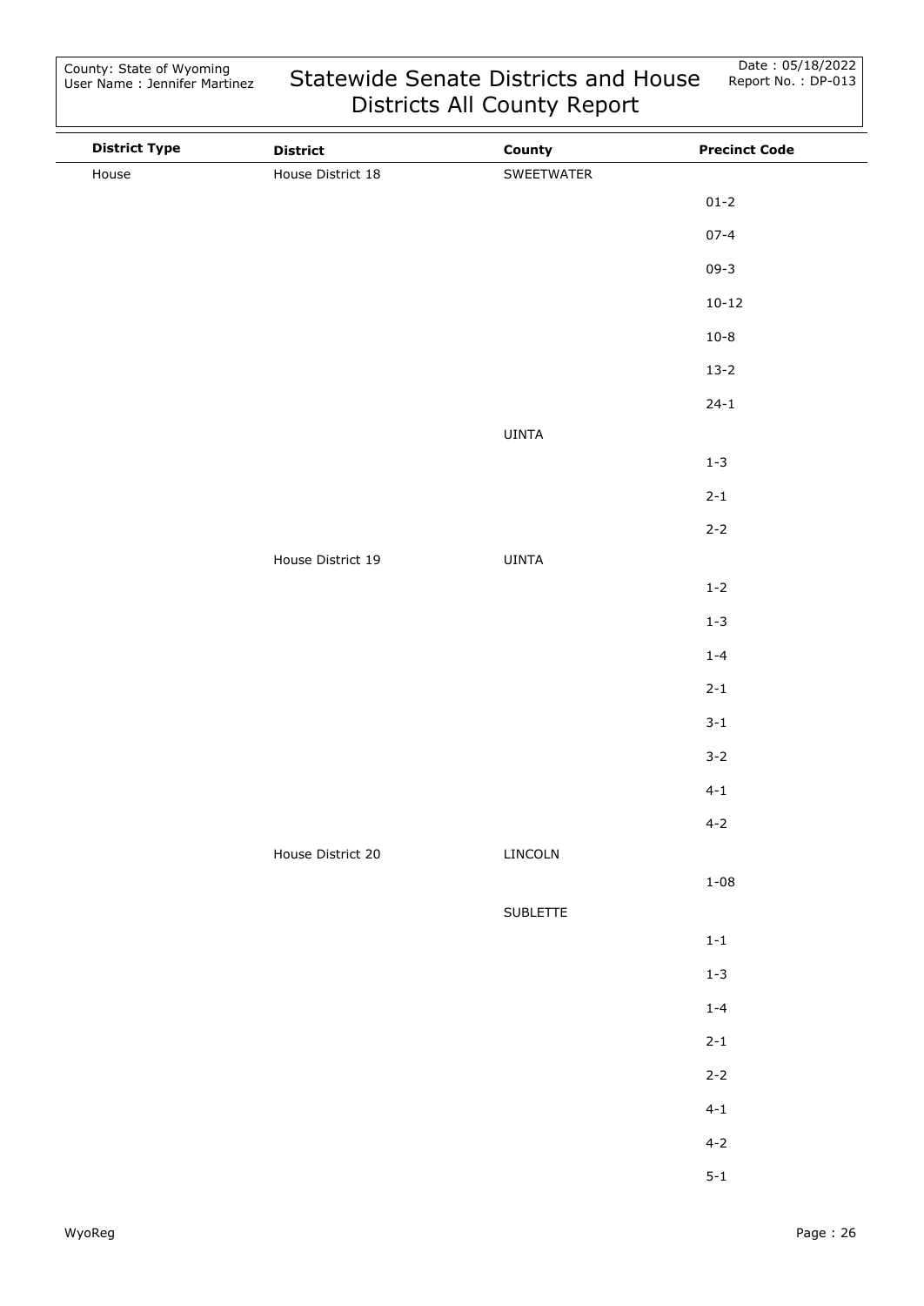| District Type | District | County | Precinct Code |
|---|---|---|---|
| House | House District 18 | SWEETWATER | |
| | | | 01-2 |
| | | | 07-4 |
| | | | 09-3 |
| | | | 10-12 |
| | | | 10-8 |
| | | | 13-2 |
| | | | 24-1 |
| | | UINTA | |
| | | | 1-3 |
| | | | 2-1 |
| | | | 2-2 |
| | House District 19 | UINTA | |
| | | | 1-2 |
| | | | 1-3 |
| | | | 1-4 |
| | | | 2-1 |
| | | | 3-1 |
| | | | 3-2 |
| | | | 4-1 |
| | | | 4-2 |
| | House District 20 | LINCOLN | |
| | | | 1-08 |
| | | SUBLETTE | |
| | | | 1-1 |
| | | | 1-3 |
| | | | 1-4 |
| | | | 2-1 |
| | | | 2-2 |
| | | | 4-1 |
| | | | 4-2 |
| | | | 5-1 |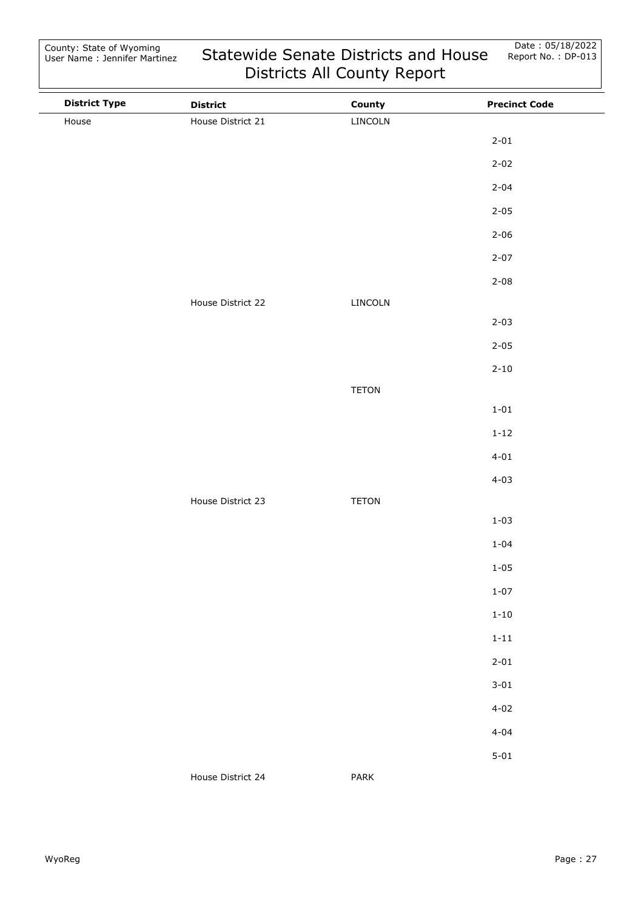# Statewide Senate Districts and House Districts All County Report

County: State of Wyoming
User Name : Jennifer Martinez

Date : 05/18/2022
Report No. : DP-013

| District Type | District | County | Precinct Code |
|---|---|---|---|
| House | House District 21 | LINCOLN | |
| | | | 2-01 |
| | | | 2-02 |
| | | | 2-04 |
| | | | 2-05 |
| | | | 2-06 |
| | | | 2-07 |
| | | | 2-08 |
| | House District 22 | LINCOLN | |
| | | | 2-03 |
| | | | 2-05 |
| | | | 2-10 |
| | | TETON | |
| | | | 1-01 |
| | | | 1-12 |
| | | | 4-01 |
| | | | 4-03 |
| | House District 23 | TETON | |
| | | | 1-03 |
| | | | 1-04 |
| | | | 1-05 |
| | | | 1-07 |
| | | | 1-10 |
| | | | 1-11 |
| | | | 2-01 |
| | | | 3-01 |
| | | | 4-02 |
| | | | 4-04 |
| | | | 5-01 |
| | House District 24 | PARK | |

WyoReg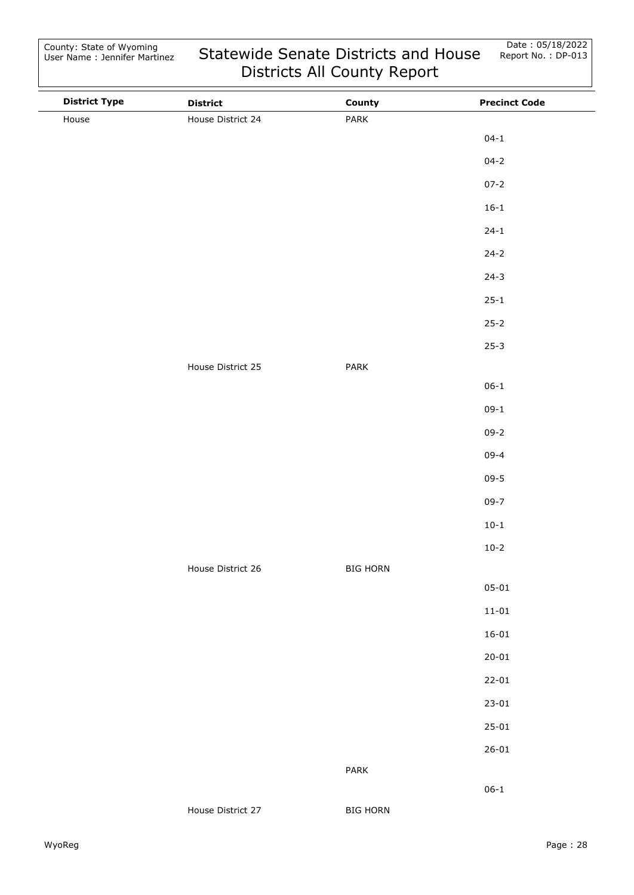| District Type | District | County | Precinct Code |
|---|---|---|---|
| House | House District 24 | PARK | |
| | | | 04-1 |
| | | | 04-2 |
| | | | 07-2 |
| | | | 16-1 |
| | | | 24-1 |
| | | | 24-2 |
| | | | 24-3 |
| | | | 25-1 |
| | | | 25-2 |
| | | | 25-3 |
| | House District 25 | PARK | |
| | | | 06-1 |
| | | | 09-1 |
| | | | 09-2 |
| | | | 09-4 |
| | | | 09-5 |
| | | | 09-7 |
| | | | 10-1 |
| | | | 10-2 |
| | House District 26 | BIG HORN | |
| | | | 05-01 |
| | | | 11-01 |
| | | | 16-01 |
| | | | 20-01 |
| | | | 22-01 |
| | | | 23-01 |
| | | | 25-01 |
| | | | 26-01 |
| | | PARK | |
| | | | 06-1 |
| | House District 27 | BIG HORN | |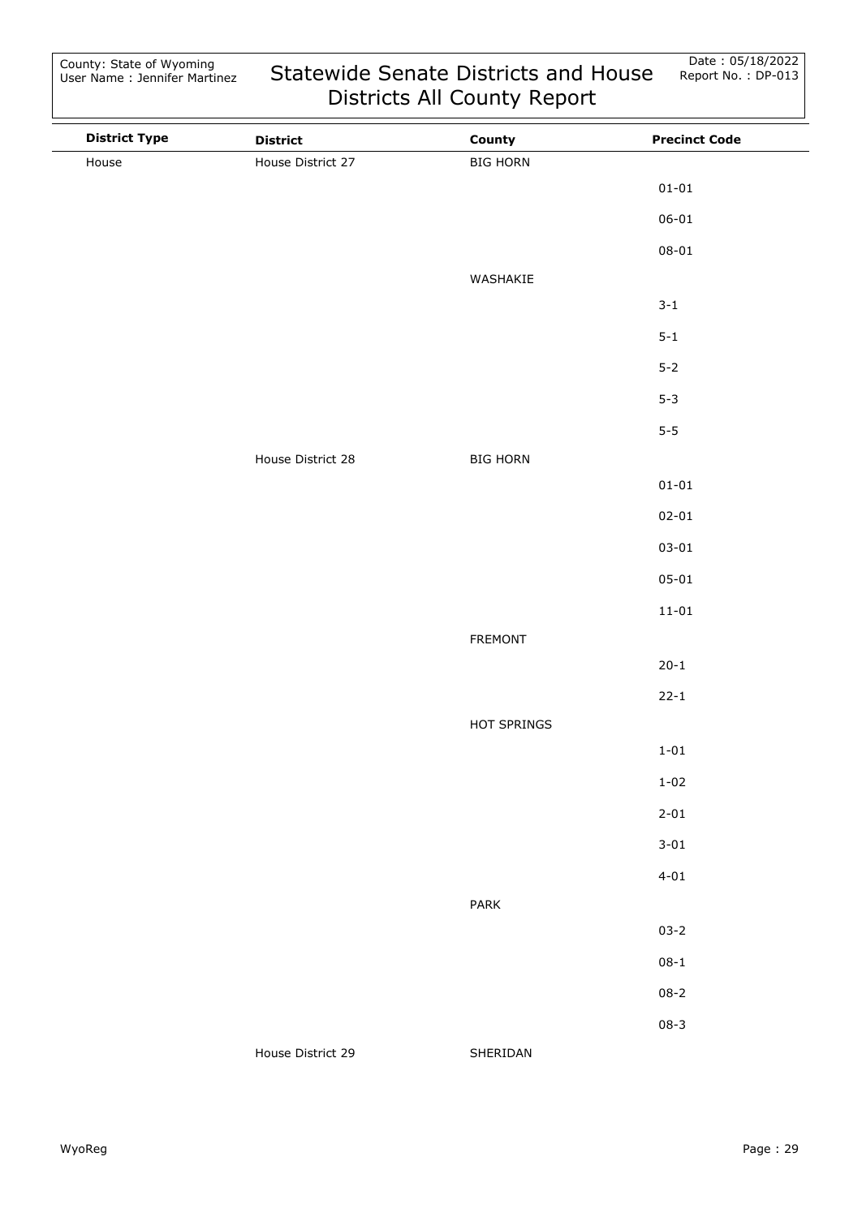| District Type | District | County | Precinct Code |
|---|---|---|---|
| House | House District 27 | BIG HORN | |
| | | | 01-01 |
| | | | 06-01 |
| | | | 08-01 |
| | | WASHAKIE | |
| | | | 3-1 |
| | | | 5-1 |
| | | | 5-2 |
| | | | 5-3 |
| | | | 5-5 |
| | House District 28 | BIG HORN | |
| | | | 01-01 |
| | | | 02-01 |
| | | | 03-01 |
| | | | 05-01 |
| | | | 11-01 |
| | | FREMONT | |
| | | | 20-1 |
| | | | 22-1 |
| | | HOT SPRINGS | |
| | | | 1-01 |
| | | | 1-02 |
| | | | 2-01 |
| | | | 3-01 |
| | | | 4-01 |
| | | PARK | |
| | | | 03-2 |
| | | | 08-1 |
| | | | 08-2 |
| | | | 08-3 |
| | House District 29 | SHERIDAN | |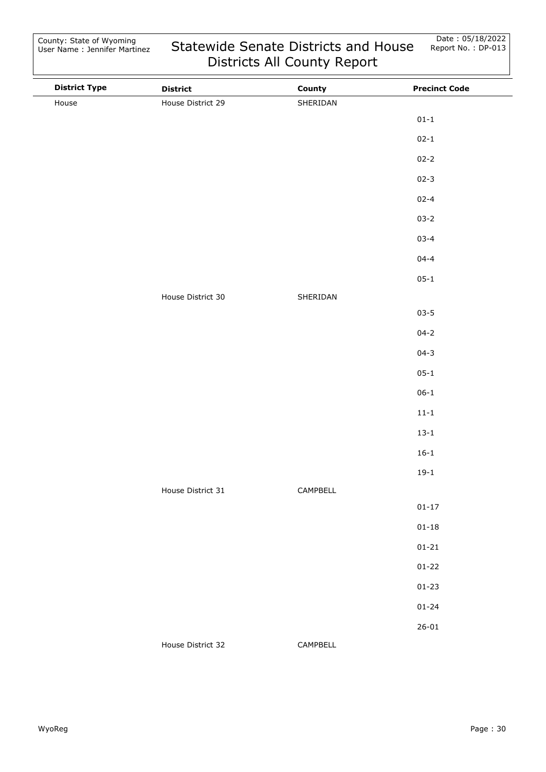| District Type | District | County | Precinct Code |
|---|---|---|---|
| House | House District 29 | SHERIDAN | |
| | | | 01-1 |
| | | | 02-1 |
| | | | 02-2 |
| | | | 02-3 |
| | | | 02-4 |
| | | | 03-2 |
| | | | 03-4 |
| | | | 04-4 |
| | | | 05-1 |
| | House District 30 | SHERIDAN | |
| | | | 03-5 |
| | | | 04-2 |
| | | | 04-3 |
| | | | 05-1 |
| | | | 06-1 |
| | | | 11-1 |
| | | | 13-1 |
| | | | 16-1 |
| | | | 19-1 |
| | House District 31 | CAMPBELL | |
| | | | 01-17 |
| | | | 01-18 |
| | | | 01-21 |
| | | | 01-22 |
| | | | 01-23 |
| | | | 01-24 |
| | | | 26-01 |
| | House District 32 | CAMPBELL | |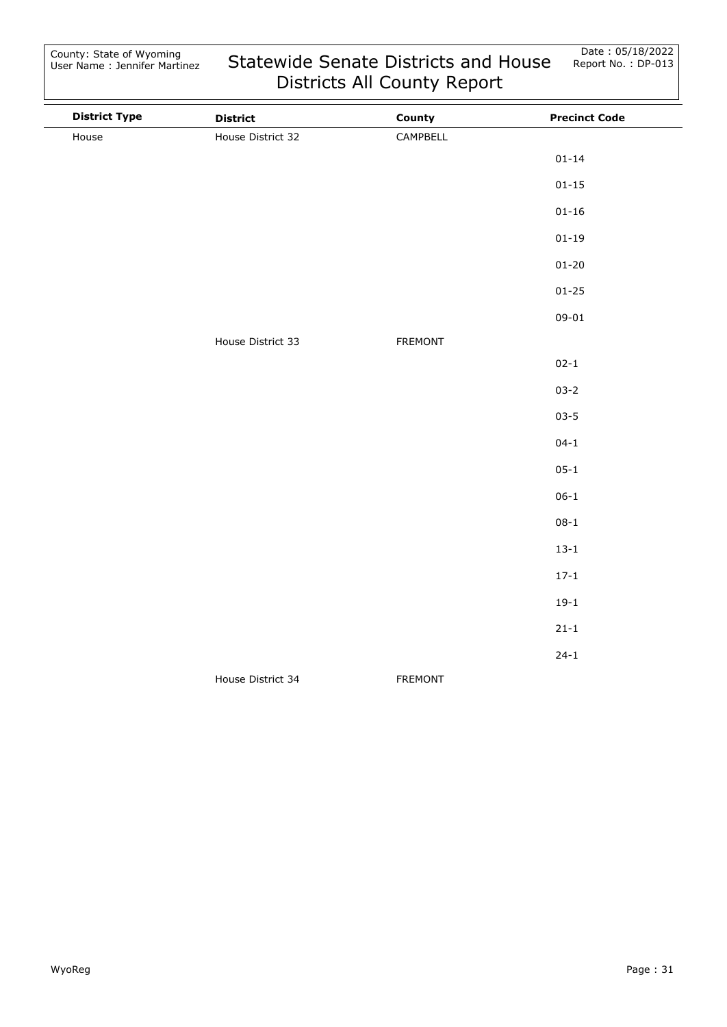| District Type | District | County | Precinct Code |
|---|---|---|---|
| House | House District 32 | CAMPBELL | |
| | | | 01-14 |
| | | | 01-15 |
| | | | 01-16 |
| | | | 01-19 |
| | | | 01-20 |
| | | | 01-25 |
| | | | 09-01 |
| | House District 33 | FREMONT | |
| | | | 02-1 |
| | | | 03-2 |
| | | | 03-5 |
| | | | 04-1 |
| | | | 05-1 |
| | | | 06-1 |
| | | | 08-1 |
| | | | 13-1 |
| | | | 17-1 |
| | | | 19-1 |
| | | | 21-1 |
| | | | 24-1 |
| | House District 34 | FREMONT | |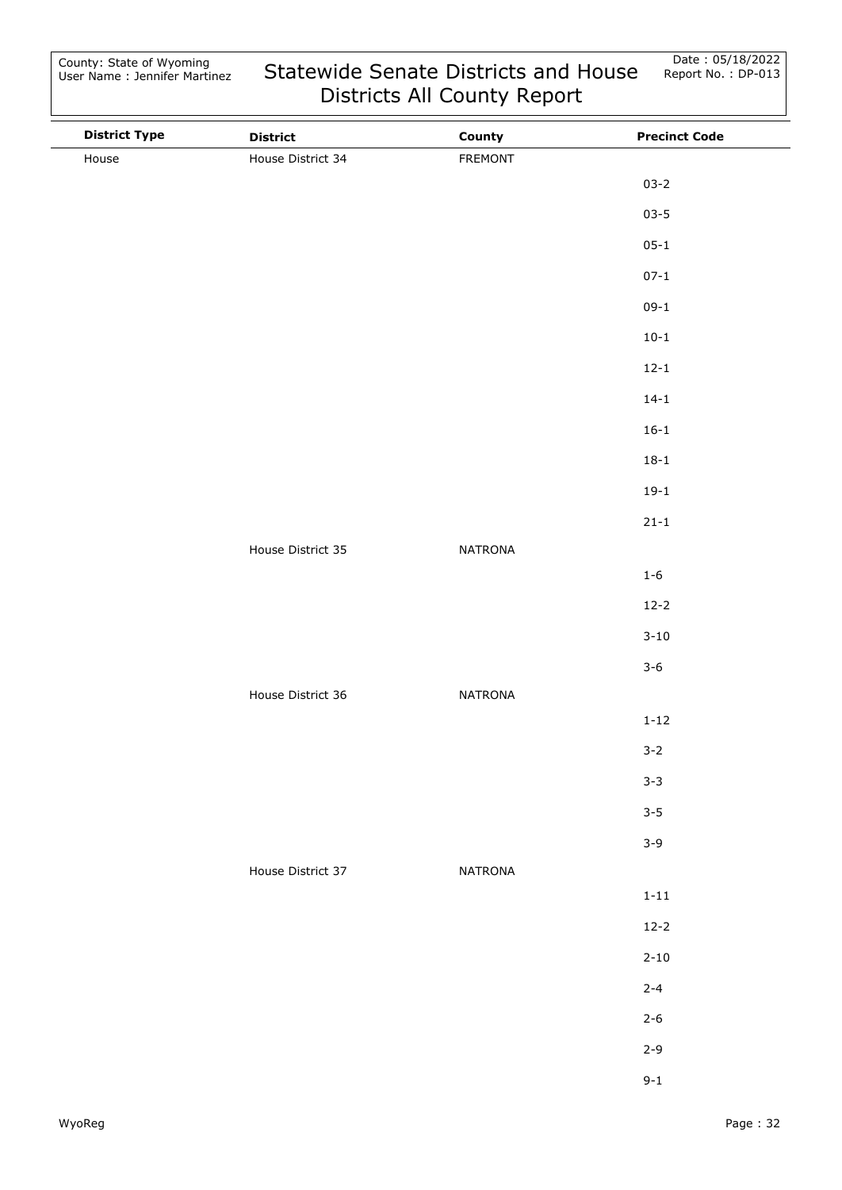| District Type | District | County | Precinct Code |
|---|---|---|---|
| House | House District 34 | FREMONT | |
| | | | 03-2 |
| | | | 03-5 |
| | | | 05-1 |
| | | | 07-1 |
| | | | 09-1 |
| | | | 10-1 |
| | | | 12-1 |
| | | | 14-1 |
| | | | 16-1 |
| | | | 18-1 |
| | | | 19-1 |
| | | | 21-1 |
| | House District 35 | NATRONA | |
| | | | 1-6 |
| | | | 12-2 |
| | | | 3-10 |
| | | | 3-6 |
| | House District 36 | NATRONA | |
| | | | 1-12 |
| | | | 3-2 |
| | | | 3-3 |
| | | | 3-5 |
| | | | 3-9 |
| | House District 37 | NATRONA | |
| | | | 1-11 |
| | | | 12-2 |
| | | | 2-10 |
| | | | 2-4 |
| | | | 2-6 |
| | | | 2-9 |
| | | | 9-1 |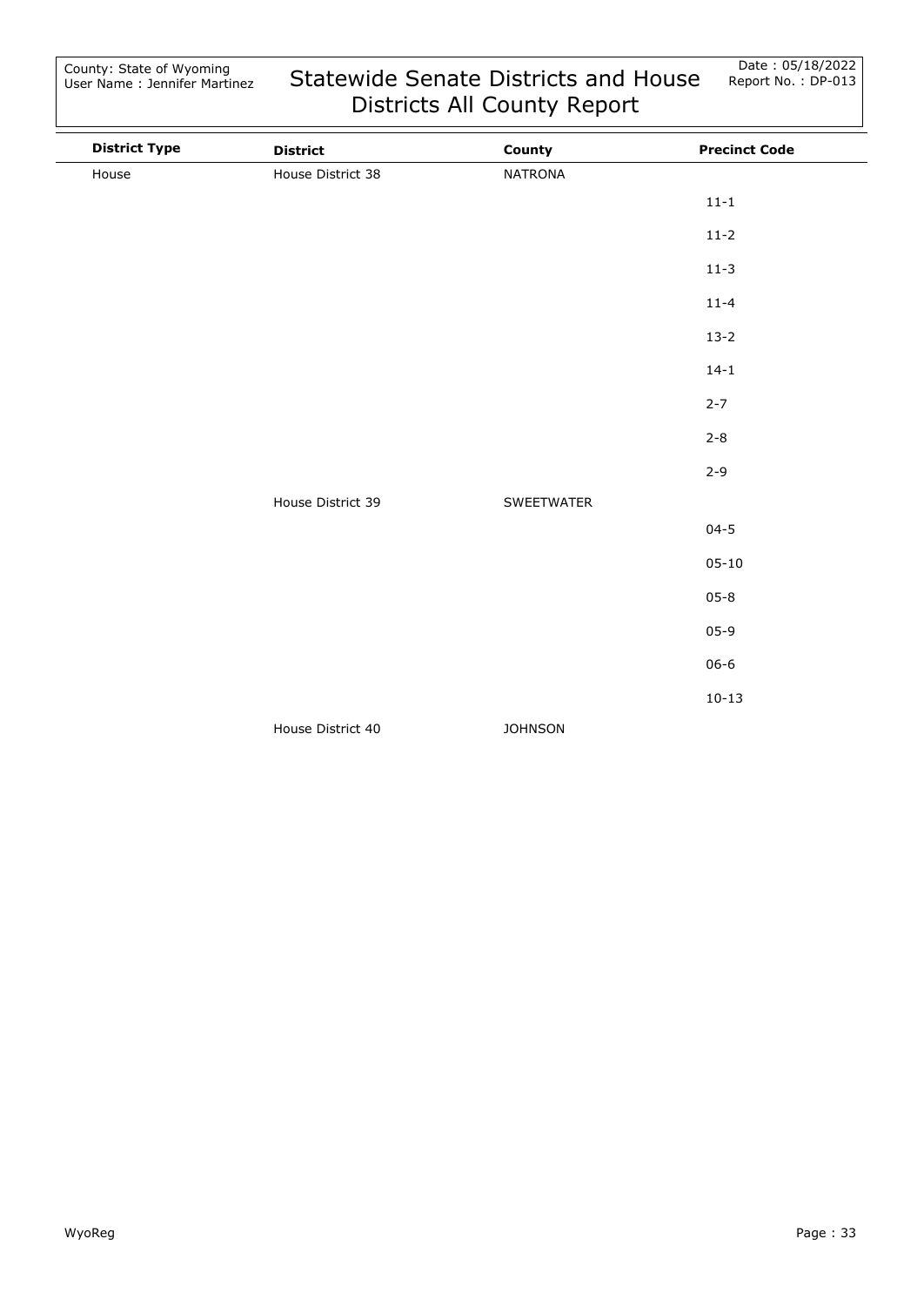| District Type | District | County | Precinct Code |
|---|---|---|---|
| House | House District 38 | NATRONA | |
| | | | 11-1 |
| | | | 11-2 |
| | | | 11-3 |
| | | | 11-4 |
| | | | 13-2 |
| | | | 14-1 |
| | | | 2-7 |
| | | | 2-8 |
| | | | 2-9 |
| | House District 39 | SWEETWATER | |
| | | | 04-5 |
| | | | 05-10 |
| | | | 05-8 |
| | | | 05-9 |
| | | | 06-6 |
| | | | 10-13 |
| | House District 40 | JOHNSON | |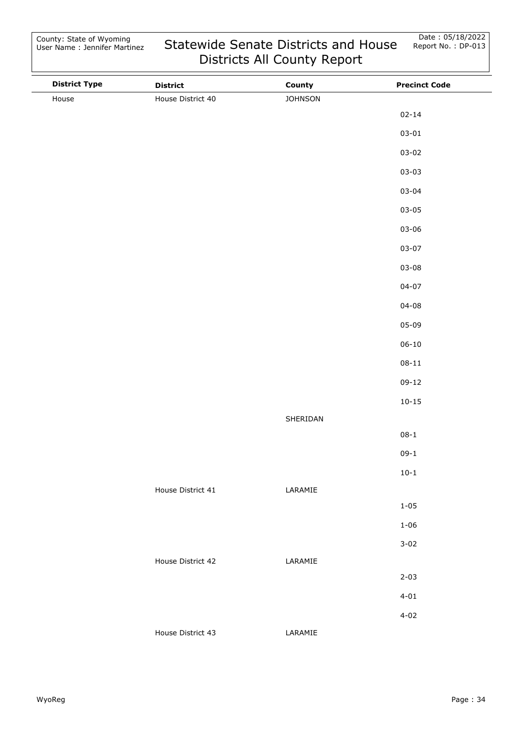| District Type | District | County | Precinct Code |
|---|---|---|---|
| House | House District 40 | JOHNSON | |
| | | | 02-14 |
| | | | 03-01 |
| | | | 03-02 |
| | | | 03-03 |
| | | | 03-04 |
| | | | 03-05 |
| | | | 03-06 |
| | | | 03-07 |
| | | | 03-08 |
| | | | 04-07 |
| | | | 04-08 |
| | | | 05-09 |
| | | | 06-10 |
| | | | 08-11 |
| | | | 09-12 |
| | | | 10-15 |
| | | SHERIDAN | |
| | | | 08-1 |
| | | | 09-1 |
| | | | 10-1 |
| | House District 41 | LARAMIE | |
| | | | 1-05 |
| | | | 1-06 |
| | | | 3-02 |
| | House District 42 | LARAMIE | |
| | | | 2-03 |
| | | | 4-01 |
| | | | 4-02 |
| | House District 43 | LARAMIE | |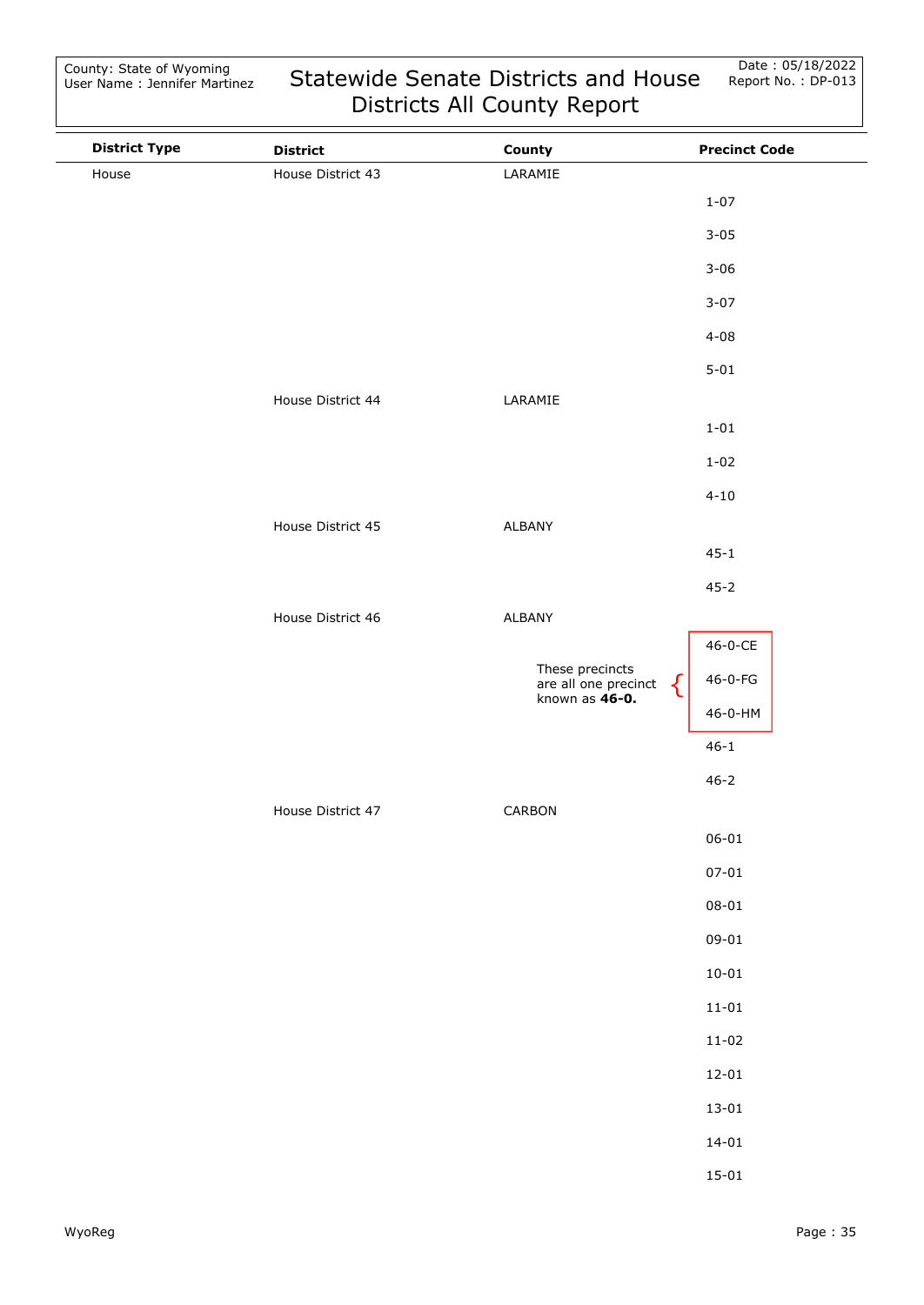# Statewide Senate Districts and House Districts All County Report

County: State of Wyoming
User Name : Jennifer Martinez

Date : 05/18/2022
Report No. : DP-013

| District Type | District | County | Precinct Code |
|---|---|---|---|
| House | House District 43 | LARAMIE | |
| | | | 1-07 |
| | | | 3-05 |
| | | | 3-06 |
| | | | 3-07 |
| | | | 4-08 |
| | | | 5-01 |
| | House District 44 | LARAMIE | |
| | | | 1-01 |
| | | | 1-02 |
| | | | 4-10 |
| | House District 45 | ALBANY | |
| | | | 45-1 |
| | | | 45-2 |
| | House District 46 | ALBANY | |
| | | These precincts are all one precinct known as **46-0.** | 46-0-CE |
| | | | 46-0-FG |
| | | | 46-0-HM |
| | | | 46-1 |
| | | | 46-2 |
| | House District 47 | CARBON | |
| | | | 06-01 |
| | | | 07-01 |
| | | | 08-01 |
| | | | 09-01 |
| | | | 10-01 |
| | | | 11-01 |
| | | | 11-02 |
| | | | 12-01 |
| | | | 13-01 |
| | | | 14-01 |
| | | | 15-01 |

WyoReg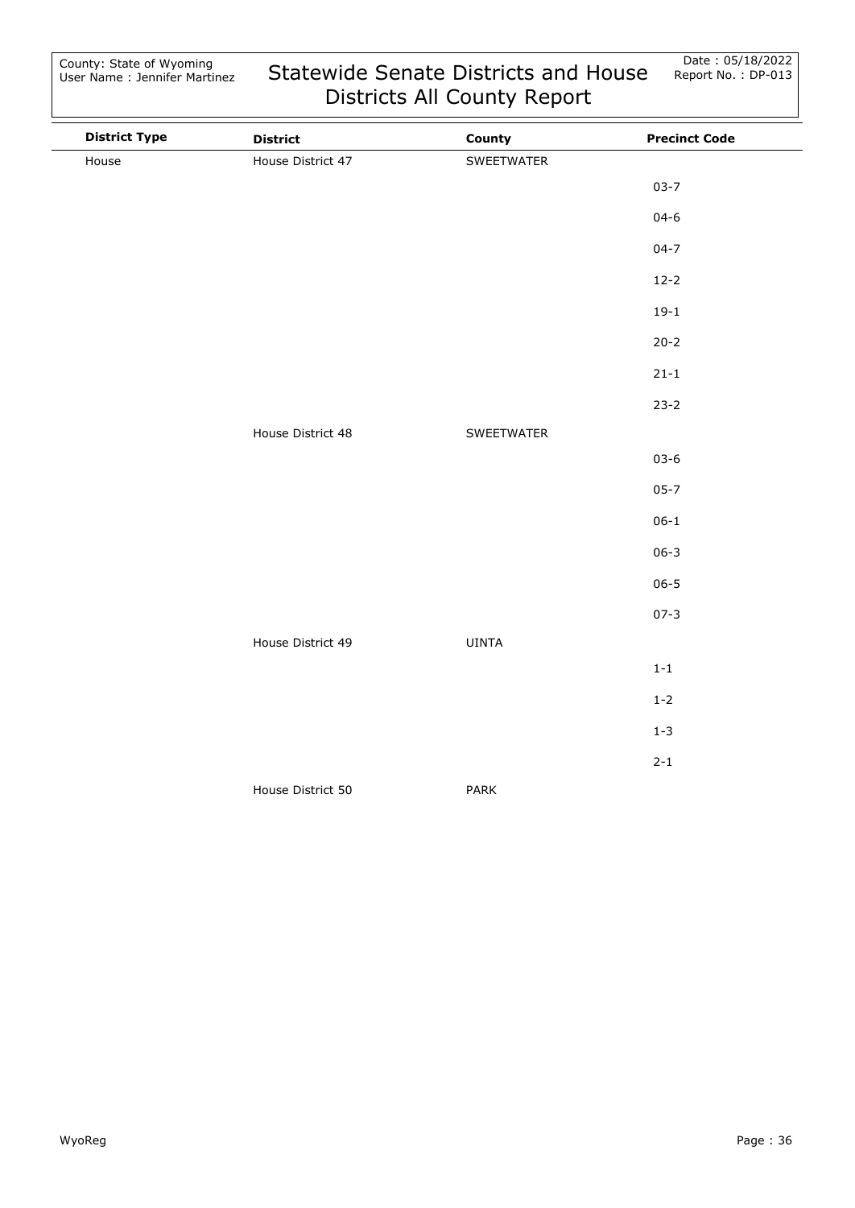| District Type | District | County | Precinct Code |
|---|---|---|---|
| House | House District 47 | SWEETWATER | |
| | | | 03-7 |
| | | | 04-6 |
| | | | 04-7 |
| | | | 12-2 |
| | | | 19-1 |
| | | | 20-2 |
| | | | 21-1 |
| | | | 23-2 |
| | House District 48 | SWEETWATER | |
| | | | 03-6 |
| | | | 05-7 |
| | | | 06-1 |
| | | | 06-3 |
| | | | 06-5 |
| | | | 07-3 |
| | House District 49 | UINTA | |
| | | | 1-1 |
| | | | 1-2 |
| | | | 1-3 |
| | | | 2-1 |
| | House District 50 | PARK | |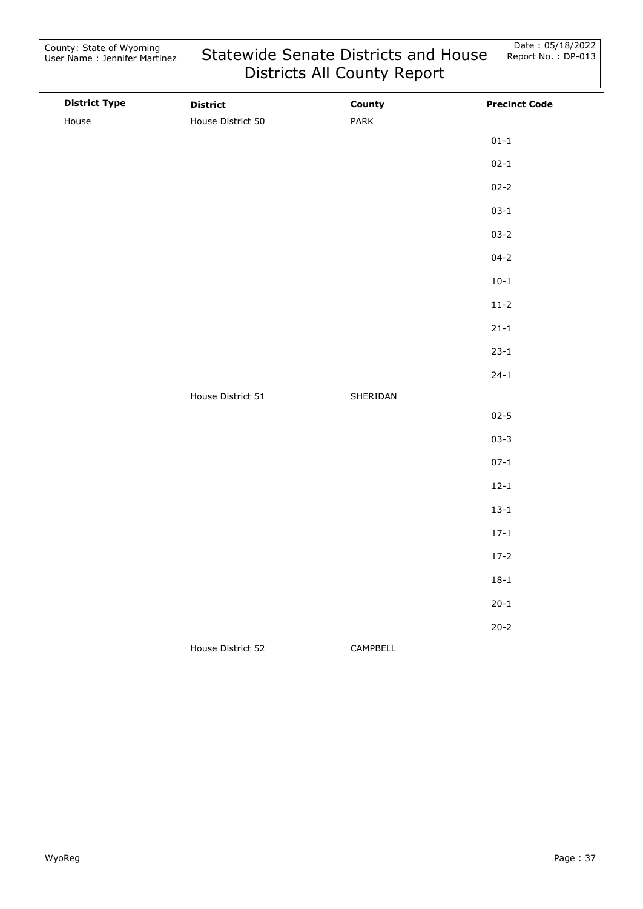| District Type | District | County | Precinct Code |
|---|---|---|---|
| House | House District 50 | PARK | |
| | | | 01-1 |
| | | | 02-1 |
| | | | 02-2 |
| | | | 03-1 |
| | | | 03-2 |
| | | | 04-2 |
| | | | 10-1 |
| | | | 11-2 |
| | | | 21-1 |
| | | | 23-1 |
| | | | 24-1 |
| | House District 51 | SHERIDAN | |
| | | | 02-5 |
| | | | 03-3 |
| | | | 07-1 |
| | | | 12-1 |
| | | | 13-1 |
| | | | 17-1 |
| | | | 17-2 |
| | | | 18-1 |
| | | | 20-1 |
| | | | 20-2 |
| | House District 52 | CAMPBELL | |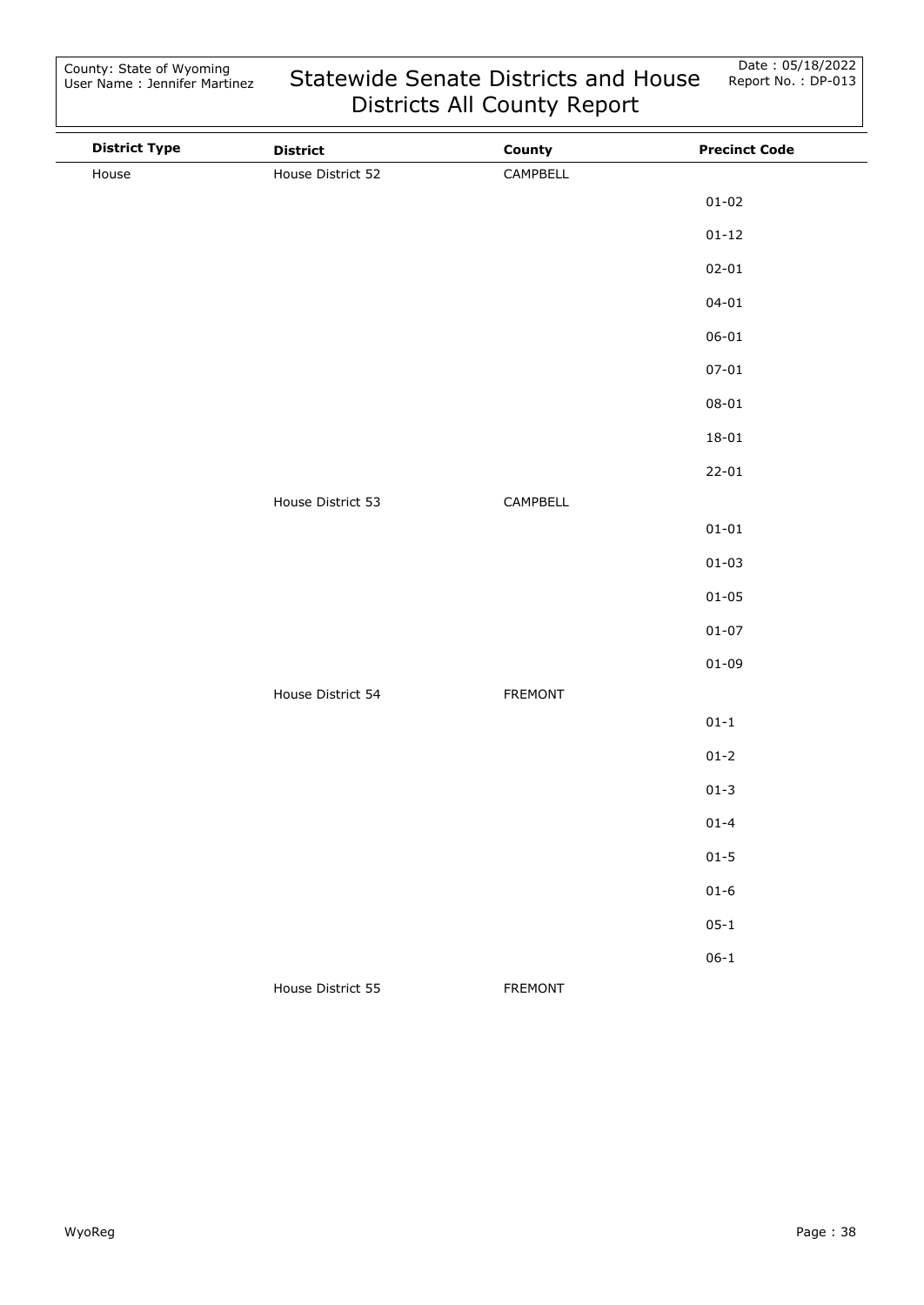| District Type | District | County | Precinct Code |
| --- | --- | --- | --- |
| House | House District 52 | CAMPBELL | |
| | | | 01-02 |
| | | | 01-12 |
| | | | 02-01 |
| | | | 04-01 |
| | | | 06-01 |
| | | | 07-01 |
| | | | 08-01 |
| | | | 18-01 |
| | | | 22-01 |
| | House District 53 | CAMPBELL | |
| | | | 01-01 |
| | | | 01-03 |
| | | | 01-05 |
| | | | 01-07 |
| | | | 01-09 |
| | House District 54 | FREMONT | |
| | | | 01-1 |
| | | | 01-2 |
| | | | 01-3 |
| | | | 01-4 |
| | | | 01-5 |
| | | | 01-6 |
| | | | 05-1 |
| | | | 06-1 |
| | House District 55 | FREMONT | |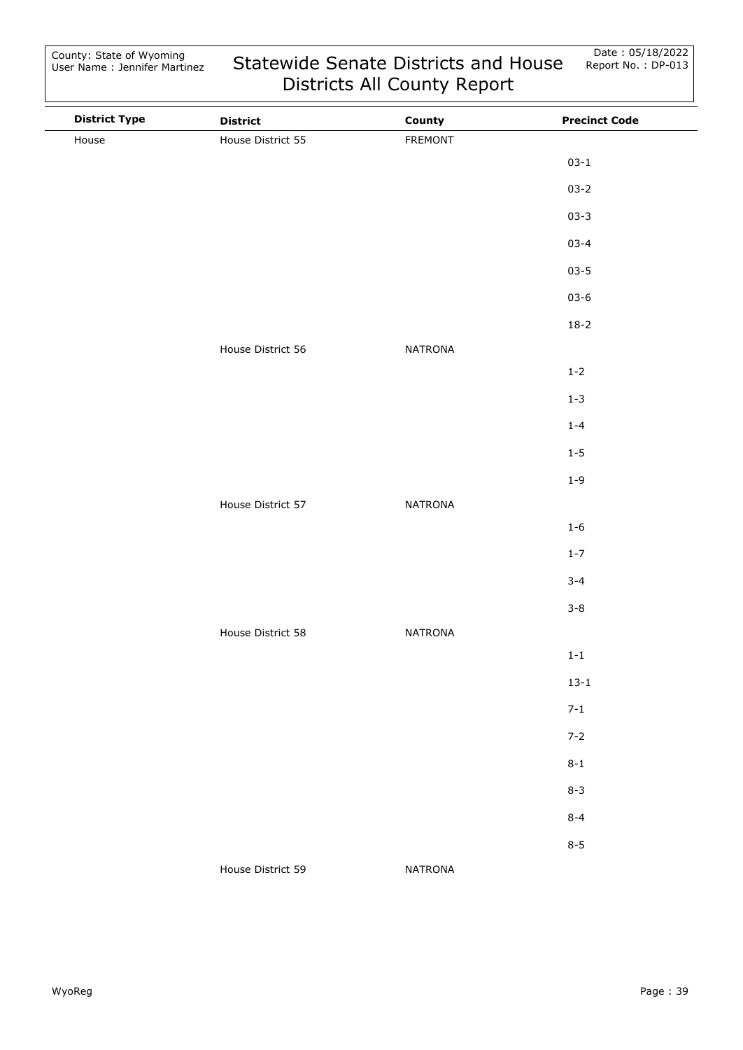| District Type | District | County | Precinct Code |
|---|---|---|---|
| House | House District 55 | FREMONT | |
| | | | 03-1 |
| | | | 03-2 |
| | | | 03-3 |
| | | | 03-4 |
| | | | 03-5 |
| | | | 03-6 |
| | | | 18-2 |
| | House District 56 | NATRONA | |
| | | | 1-2 |
| | | | 1-3 |
| | | | 1-4 |
| | | | 1-5 |
| | | | 1-9 |
| | House District 57 | NATRONA | |
| | | | 1-6 |
| | | | 1-7 |
| | | | 3-4 |
| | | | 3-8 |
| | House District 58 | NATRONA | |
| | | | 1-1 |
| | | | 13-1 |
| | | | 7-1 |
| | | | 7-2 |
| | | | 8-1 |
| | | | 8-3 |
| | | | 8-4 |
| | | | 8-5 |
| | House District 59 | NATRONA | |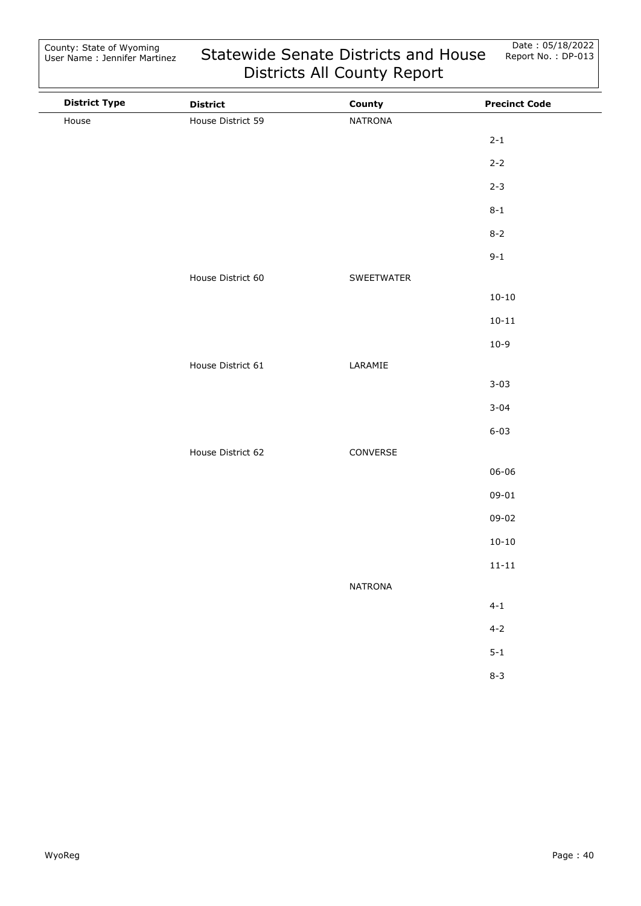| District Type | District | County | Precinct Code |
|---|---|---|---|
| House | House District 59 | NATRONA | |
| | | | 2-1 |
| | | | 2-2 |
| | | | 2-3 |
| | | | 8-1 |
| | | | 8-2 |
| | | | 9-1 |
| | House District 60 | SWEETWATER | |
| | | | 10-10 |
| | | | 10-11 |
| | | | 10-9 |
| | House District 61 | LARAMIE | |
| | | | 3-03 |
| | | | 3-04 |
| | | | 6-03 |
| | House District 62 | CONVERSE | |
| | | | 06-06 |
| | | | 09-01 |
| | | | 09-02 |
| | | | 10-10 |
| | | | 11-11 |
| | | NATRONA | |
| | | | 4-1 |
| | | | 4-2 |
| | | | 5-1 |
| | | | 8-3 |